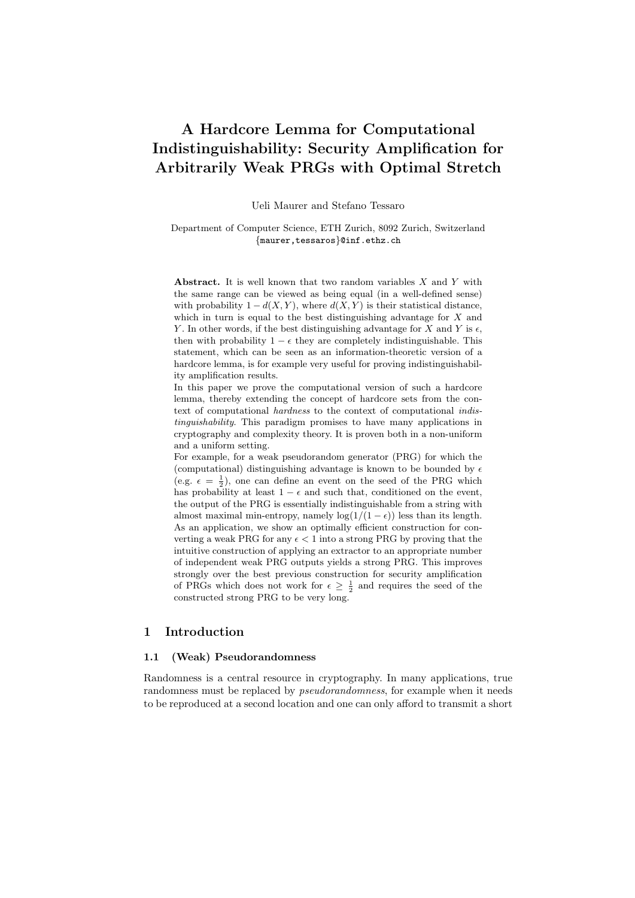# A Hardcore Lemma for Computational Indistinguishability: Security Amplification for Arbitrarily Weak PRGs with Optimal Stretch

Ueli Maurer and Stefano Tessaro

Department of Computer Science, ETH Zurich, 8092 Zurich, Switzerland
{maurer,tessaros}@inf.ethz.ch

**Abstract.** It is well known that two random variables $X$ and $Y$ with the same range can be viewed as being equal (in a well-defined sense) with probability $1 - d(X, Y)$, where $d(X, Y)$ is their statistical distance, which in turn is equal to the best distinguishing advantage for $X$ and $Y$. In other words, if the best distinguishing advantage for $X$ and $Y$ is $\epsilon$, then with probability $1 - \epsilon$ they are completely indistinguishable. This statement, which can be seen as an information-theoretic version of a hardcore lemma, is for example very useful for proving indistinguishability amplification results.

In this paper we prove the computational version of such a hardcore lemma, thereby extending the concept of hardcore sets from the context of computational *hardness* to the context of computational *indistinguishability*. This paradigm promises to have many applications in cryptography and complexity theory. It is proven both in a non-uniform and a uniform setting.

For example, for a weak pseudorandom generator (PRG) for which the (computational) distinguishing advantage is known to be bounded by $\epsilon$ (e.g. $\epsilon = \frac{1}{2}$), one can define an event on the seed of the PRG which has probability at least $1 - \epsilon$ and such that, conditioned on the event, the output of the PRG is essentially indistinguishable from a string with almost maximal min-entropy, namely $\log(1/(1-\epsilon))$ less than its length. As an application, we show an optimally efficient construction for converting a weak PRG for any $\epsilon < 1$ into a strong PRG by proving that the intuitive construction of applying an extractor to an appropriate number of independent weak PRG outputs yields a strong PRG. This improves strongly over the best previous construction for security amplification of PRGs which does not work for $\epsilon \geq \frac{1}{2}$ and requires the seed of the constructed strong PRG to be very long.

## 1 Introduction

### 1.1 (Weak) Pseudorandomness

Randomness is a central resource in cryptography. In many applications, true randomness must be replaced by *pseudorandomness*, for example when it needs to be reproduced at a second location and one can only afford to transmit a short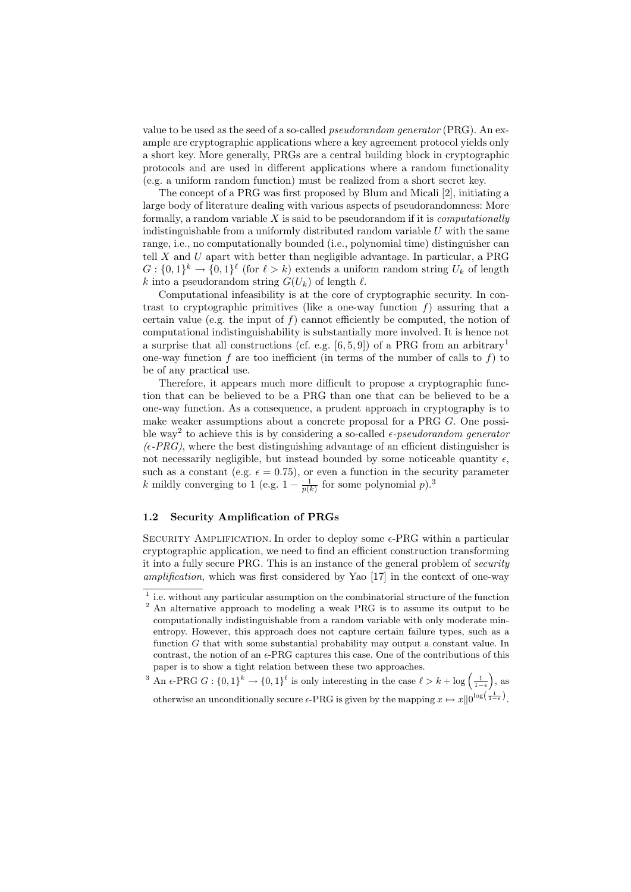value to be used as the seed of a so-called *pseudorandom generator* (PRG). An example are cryptographic applications where a key agreement protocol yields only a short key. More generally, PRGs are a central building block in cryptographic protocols and are used in different applications where a random functionality (e.g. a uniform random function) must be realized from a short secret key.

The concept of a PRG was first proposed by Blum and Micali [2], initiating a large body of literature dealing with various aspects of pseudorandomness: More formally, a random variable $X$ is said to be pseudorandom if it is *computationally* indistinguishable from a uniformly distributed random variable $U$ with the same range, i.e., no computationally bounded (i.e., polynomial time) distinguisher can tell $X$ and $U$ apart with better than negligible advantage. In particular, a PRG $G : \{0,1\}^k \to \{0,1\}^\ell$ (for $\ell > k$) extends a uniform random string $U_k$ of length $k$ into a pseudorandom string $G(U_k)$ of length $\ell$.

Computational infeasibility is at the core of cryptographic security. In contrast to cryptographic primitives (like a one-way function $f$) assuring that a certain value (e.g. the input of $f$) cannot efficiently be computed, the notion of computational indistinguishability is substantially more involved. It is hence not a surprise that all constructions (cf. e.g. [6, 5, 9]) of a PRG from an arbitrary[1] one-way function $f$ are too inefficient (in terms of the number of calls to $f$) to be of any practical use.

Therefore, it appears much more difficult to propose a cryptographic function that can be believed to be a PRG than one that can be believed to be a one-way function. As a consequence, a prudent approach in cryptography is to make weaker assumptions about a concrete proposal for a PRG $G$. One possible way[2] to achieve this is by considering a so-called *$\epsilon$-pseudorandom generator ($\epsilon$-PRG)*, where the best distinguishing advantage of an efficient distinguisher is not necessarily negligible, but instead bounded by some noticeable quantity $\epsilon$, such as a constant (e.g. $\epsilon = 0.75$), or even a function in the security parameter $k$ mildly converging to 1 (e.g. $1 - \frac{1}{p(k)}$ for some polynomial $p$).[3]

### 1.2 Security Amplification of PRGs

Security Amplification. In order to deploy some $\epsilon$-PRG within a particular cryptographic application, we need to find an efficient construction transforming it into a fully secure PRG. This is an instance of the general problem of *security amplification*, which was first considered by Yao [17] in the context of one-way

---

[1] i.e. without any particular assumption on the combinatorial structure of the function

[2] An alternative approach to modeling a weak PRG is to assume its output to be computationally indistinguishable from a random variable with only moderate min-entropy. However, this approach does not capture certain failure types, such as a function $G$ that with some substantial probability may output a constant value. In contrast, the notion of an $\epsilon$-PRG captures this case. One of the contributions of this paper is to show a tight relation between these two approaches.

[3] An $\epsilon$-PRG $G : \{0,1\}^k \to \{0,1\}^\ell$ is only interesting in the case $\ell > k + \log\left(\frac{1}{1-\epsilon}\right)$, as otherwise an unconditionally secure $\epsilon$-PRG is given by the mapping $x \mapsto x \| 0^{\log\left(\frac{1}{1-\epsilon}\right)}$.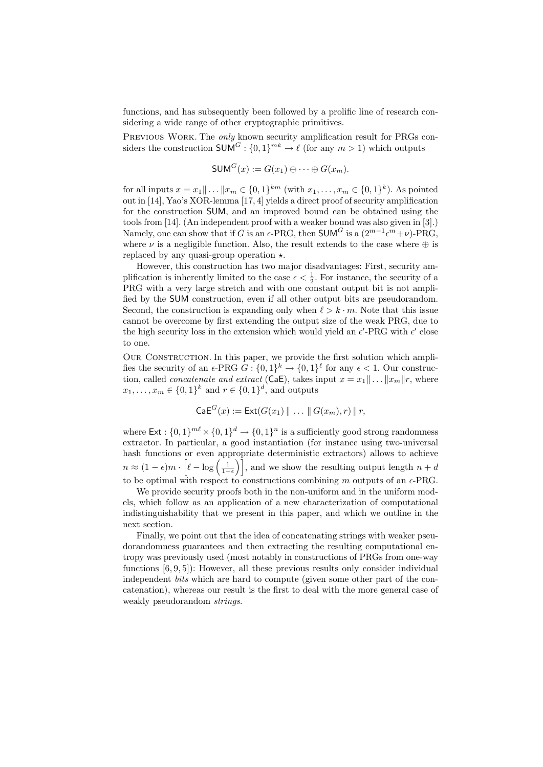functions, and has subsequently been followed by a prolific line of research considering a wide range of other cryptographic primitives.

Previous Work. The *only* known security amplification result for PRGs considers the construction $\mathsf{SUM}^G : \{0,1\}^{mk} \to \ell$ (for any $m > 1$) which outputs

$$\mathsf{SUM}^G(x) := G(x_1) \oplus \cdots \oplus G(x_m).$$

for all inputs $x = x_1 \| \ldots \| x_m \in \{0,1\}^{km}$ (with $x_1, \ldots, x_m \in \{0,1\}^k$). As pointed out in [14], Yao's XOR-lemma [17, 4] yields a direct proof of security amplification for the construction SUM, and an improved bound can be obtained using the tools from [14]. (An independent proof with a weaker bound was also given in [3].) Namely, one can show that if $G$ is an $\epsilon$-PRG, then $\mathsf{SUM}^G$ is a $(2^{m-1}\epsilon^m + \nu)$-PRG, where $\nu$ is a negligible function. Also, the result extends to the case where $\oplus$ is replaced by any quasi-group operation $\star$.

However, this construction has two major disadvantages: First, security amplification is inherently limited to the case $\epsilon < \frac{1}{2}$. For instance, the security of a PRG with a very large stretch and with one constant output bit is not amplified by the SUM construction, even if all other output bits are pseudorandom. Second, the construction is expanding only when $\ell > k \cdot m$. Note that this issue cannot be overcome by first extending the output size of the weak PRG, due to the high security loss in the extension which would yield an $\epsilon'$-PRG with $\epsilon'$ close to one.

Our Construction. In this paper, we provide the first solution which amplifies the security of an $\epsilon$-PRG $G : \{0,1\}^k \to \{0,1\}^\ell$ for any $\epsilon < 1$. Our construction, called *concatenate and extract* (CaE), takes input $x = x_1 \| \ldots \| x_m \| r$, where $x_1, \ldots, x_m \in \{0,1\}^k$ and $r \in \{0,1\}^d$, and outputs

$$\mathsf{CaE}^G(x) := \mathsf{Ext}(G(x_1) \,\|\, \ldots \,\|\, G(x_m), r) \,\|\, r,$$

where $\mathsf{Ext} : \{0,1\}^{m\ell} \times \{0,1\}^d \to \{0,1\}^n$ is a sufficiently good strong randomness extractor. In particular, a good instantiation (for instance using two-universal hash functions or even appropriate deterministic extractors) allows to achieve $n \approx (1-\epsilon)m \cdot \left[\ell - \log\left(\frac{1}{1-\epsilon}\right)\right]$, and we show the resulting output length $n + d$ to be optimal with respect to constructions combining $m$ outputs of an $\epsilon$-PRG.

We provide security proofs both in the non-uniform and in the uniform models, which follow as an application of a new characterization of computational indistinguishability that we present in this paper, and which we outline in the next section.

Finally, we point out that the idea of concatenating strings with weaker pseudorandomness guarantees and then extracting the resulting computational entropy was previously used (most notably in constructions of PRGs from one-way functions [6, 9, 5]): However, all these previous results only consider individual independent *bits* which are hard to compute (given some other part of the concatenation), whereas our result is the first to deal with the more general case of weakly pseudorandom *strings*.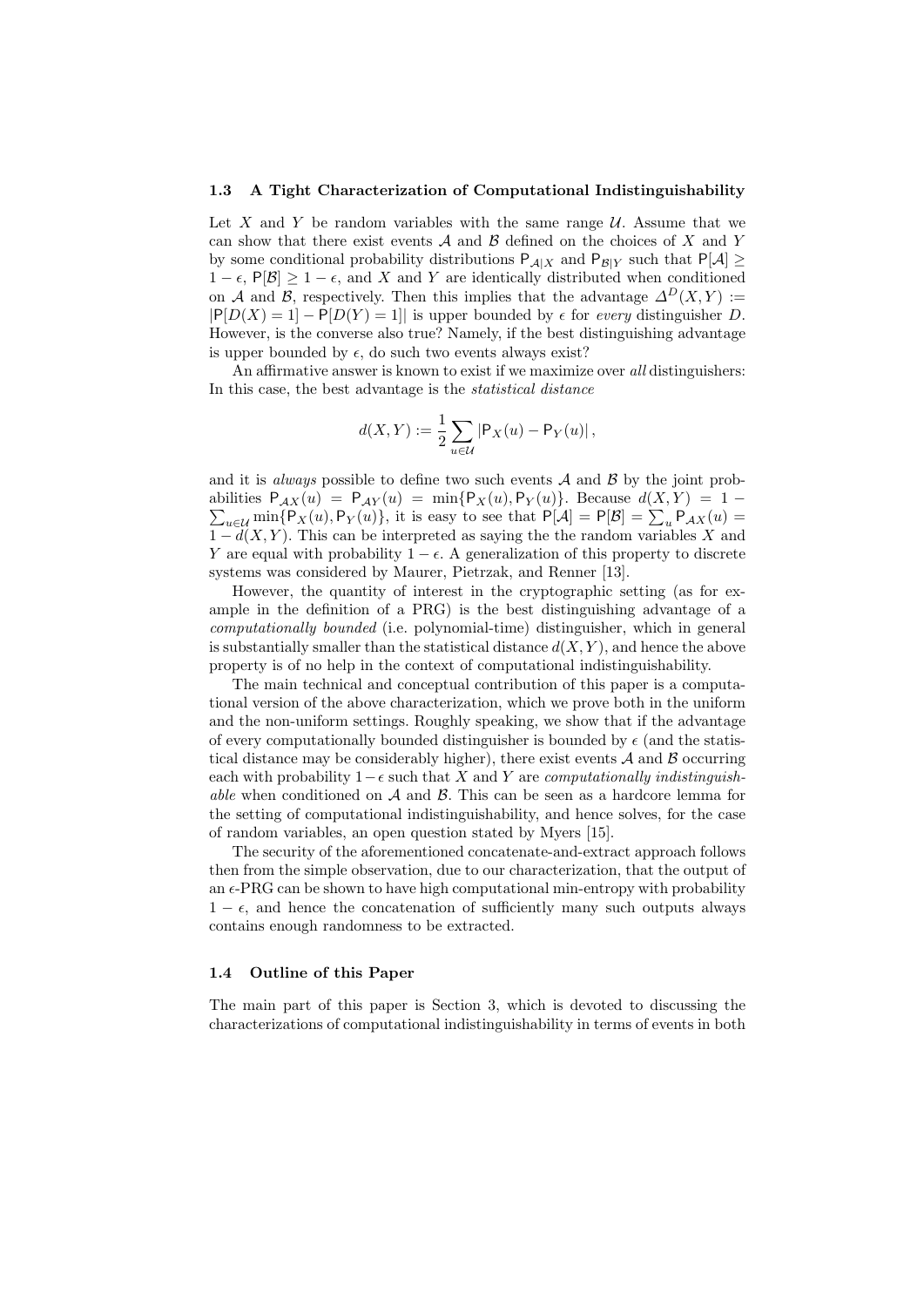### 1.3 A Tight Characterization of Computational Indistinguishability

Let $X$ and $Y$ be random variables with the same range $\mathcal{U}$. Assume that we can show that there exist events $\mathcal{A}$ and $\mathcal{B}$ defined on the choices of $X$ and $Y$ by some conditional probability distributions $\mathsf{P}_{\mathcal{A}|X}$ and $\mathsf{P}_{\mathcal{B}|Y}$ such that $\mathsf{P}[\mathcal{A}] \geq 1 - \epsilon$, $\mathsf{P}[\mathcal{B}] \geq 1 - \epsilon$, and $X$ and $Y$ are identically distributed when conditioned on $\mathcal{A}$ and $\mathcal{B}$, respectively. Then this implies that the advantage $\Delta^D(X,Y) := |\mathsf{P}[D(X) = 1] - \mathsf{P}[D(Y) = 1]|$ is upper bounded by $\epsilon$ for *every* distinguisher $D$. However, is the converse also true? Namely, if the best distinguishing advantage is upper bounded by $\epsilon$, do such two events always exist?

An affirmative answer is known to exist if we maximize over *all* distinguishers: In this case, the best advantage is the *statistical distance*

$$d(X,Y) := \frac{1}{2} \sum_{u \in \mathcal{U}} |\mathsf{P}_X(u) - \mathsf{P}_Y(u)|,$$

and it is *always* possible to define two such events $\mathcal{A}$ and $\mathcal{B}$ by the joint probabilities $\mathsf{P}_{\mathcal{A}X}(u) = \mathsf{P}_{\mathcal{A}Y}(u) = \min\{\mathsf{P}_X(u), \mathsf{P}_Y(u)\}$. Because $d(X,Y) = 1 - \sum_{u \in \mathcal{U}} \min\{\mathsf{P}_X(u), \mathsf{P}_Y(u)\}$, it is easy to see that $\mathsf{P}[\mathcal{A}] = \mathsf{P}[\mathcal{B}] = \sum_u \mathsf{P}_{\mathcal{A}X}(u) = 1 - d(X,Y)$. This can be interpreted as saying the the random variables $X$ and $Y$ are equal with probability $1 - \epsilon$. A generalization of this property to discrete systems was considered by Maurer, Pietrzak, and Renner [13].

However, the quantity of interest in the cryptographic setting (as for example in the definition of a PRG) is the best distinguishing advantage of a *computationally bounded* (i.e. polynomial-time) distinguisher, which in general is substantially smaller than the statistical distance $d(X,Y)$, and hence the above property is of no help in the context of computational indistinguishability.

The main technical and conceptual contribution of this paper is a computational version of the above characterization, which we prove both in the uniform and the non-uniform settings. Roughly speaking, we show that if the advantage of every computationally bounded distinguisher is bounded by $\epsilon$ (and the statistical distance may be considerably higher), there exist events $\mathcal{A}$ and $\mathcal{B}$ occurring each with probability $1 - \epsilon$ such that $X$ and $Y$ are *computationally indistinguishable* when conditioned on $\mathcal{A}$ and $\mathcal{B}$. This can be seen as a hardcore lemma for the setting of computational indistinguishability, and hence solves, for the case of random variables, an open question stated by Myers [15].

The security of the aforementioned concatenate-and-extract approach follows then from the simple observation, due to our characterization, that the output of an $\epsilon$-PRG can be shown to have high computational min-entropy with probability $1 - \epsilon$, and hence the concatenation of sufficiently many such outputs always contains enough randomness to be extracted.

### 1.4 Outline of this Paper

The main part of this paper is Section 3, which is devoted to discussing the characterizations of computational indistinguishability in terms of events in both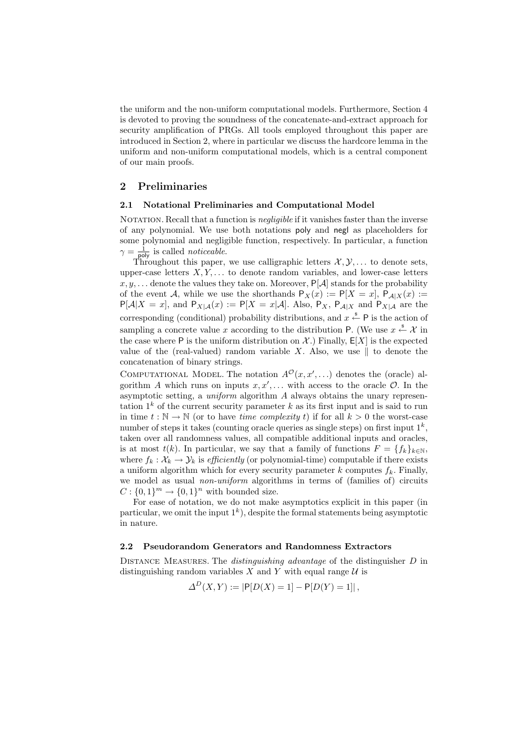the uniform and the non-uniform computational models. Furthermore, Section 4 is devoted to proving the soundness of the concatenate-and-extract approach for security amplification of PRGs. All tools employed throughout this paper are introduced in Section 2, where in particular we discuss the hardcore lemma in the uniform and non-uniform computational models, which is a central component of our main proofs.

## 2 Preliminaries

### 2.1 Notational Preliminaries and Computational Model

Notation. Recall that a function is *negligible* if it vanishes faster than the inverse of any polynomial. We use both notations $\mathsf{poly}$ and $\mathsf{negl}$ as placeholders for some polynomial and negligible function, respectively. In particular, a function $\gamma = \frac{1}{\mathsf{poly}}$ is called *noticeable*.

Throughout this paper, we use calligraphic letters $\mathcal{X}, \mathcal{Y}, \ldots$ to denote sets, upper-case letters $X, Y, \ldots$ to denote random variables, and lower-case letters $x, y, \ldots$ denote the values they take on. Moreover, $\mathsf{P}[\mathcal{A}]$ stands for the probability of the event $\mathcal{A}$, while we use the shorthands $\mathsf{P}_X(x) := \mathsf{P}[X = x]$, $\mathsf{P}_{\mathcal{A}|X}(x) := \mathsf{P}[\mathcal{A}|X = x]$, and $\mathsf{P}_{X|\mathcal{A}}(x) := \mathsf{P}[X = x|\mathcal{A}]$. Also, $\mathsf{P}_X$, $\mathsf{P}_{\mathcal{A}|X}$ and $\mathsf{P}_{X|\mathcal{A}}$ are the corresponding (conditional) probability distributions, and $x \xleftarrow{\$} \mathsf{P}$ is the action of sampling a concrete value $x$ according to the distribution $\mathsf{P}$. (We use $x \xleftarrow{\$} \mathcal{X}$ in the case where $\mathsf{P}$ is the uniform distribution on $\mathcal{X}$.) Finally, $\mathsf{E}[X]$ is the expected value of the (real-valued) random variable $X$. Also, we use $\|$ to denote the concatenation of binary strings.

Computational Model. The notation $A^{\mathcal{O}}(x, x', \ldots)$ denotes the (oracle) algorithm $A$ which runs on inputs $x, x', \ldots$ with access to the oracle $\mathcal{O}$. In the asymptotic setting, a *uniform* algorithm $A$ always obtains the unary representation $1^k$ of the current security parameter $k$ as its first input and is said to run in time $t : \mathbb{N} \to \mathbb{N}$ (or to have *time complexity* $t$) if for all $k > 0$ the worst-case number of steps it takes (counting oracle queries as single steps) on first input $1^k$, taken over all randomness values, all compatible additional inputs and oracles, is at most $t(k)$. In particular, we say that a family of functions $F = \{f_k\}_{k \in \mathbb{N}}$, where $f_k : \mathcal{X}_k \to \mathcal{Y}_k$ is *efficiently* (or polynomial-time) computable if there exists a uniform algorithm which for every security parameter $k$ computes $f_k$. Finally, we model as usual *non-uniform* algorithms in terms of (families of) circuits $C : \{0,1\}^m \to \{0,1\}^n$ with bounded size.

For ease of notation, we do not make asymptotics explicit in this paper (in particular, we omit the input $1^k$), despite the formal statements being asymptotic in nature.

### 2.2 Pseudorandom Generators and Randomness Extractors

Distance Measures. The *distinguishing advantage* of the distinguisher $D$ in distinguishing random variables $X$ and $Y$ with equal range $\mathcal{U}$ is

$$\Delta^D(X, Y) := |\mathsf{P}[D(X) = 1] - \mathsf{P}[D(Y) = 1]|,$$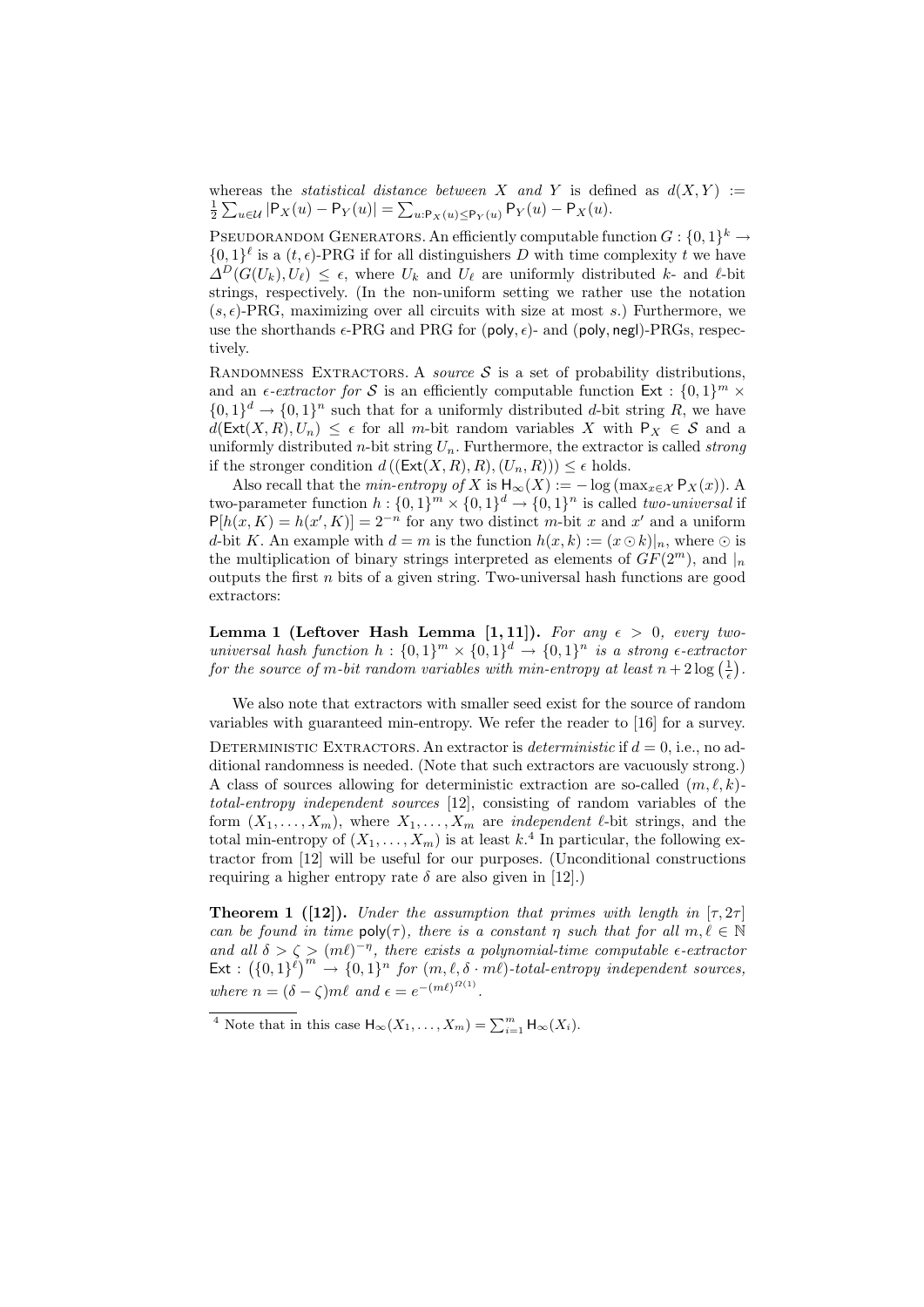whereas the *statistical distance between $X$ and $Y$* is defined as $d(X,Y) := \frac{1}{2}\sum_{u\in\mathcal{U}} |\mathsf{P}_X(u) - \mathsf{P}_Y(u)| = \sum_{u:\mathsf{P}_X(u)\le \mathsf{P}_Y(u)} \mathsf{P}_Y(u) - \mathsf{P}_X(u)$.

PSEUDORANDOM GENERATORS. An efficiently computable function $G : \{0,1\}^k \to \{0,1\}^\ell$ is a $(t,\epsilon)$-PRG if for all distinguishers $D$ with time complexity $t$ we have $\Delta^D(G(U_k), U_\ell) \le \epsilon$, where $U_k$ and $U_\ell$ are uniformly distributed $k$- and $\ell$-bit strings, respectively. (In the non-uniform setting we rather use the notation $(s,\epsilon)$-PRG, maximizing over all circuits with size at most $s$.) Furthermore, we use the shorthands $\epsilon$-PRG and PRG for $(\mathsf{poly},\epsilon)$- and $(\mathsf{poly},\mathsf{negl})$-PRGs, respectively.

RANDOMNESS EXTRACTORS. A *source* $\mathcal{S}$ is a set of probability distributions, and an *$\epsilon$-extractor for $\mathcal{S}$* is an efficiently computable function $\mathsf{Ext} : \{0,1\}^m \times \{0,1\}^d \to \{0,1\}^n$ such that for a uniformly distributed $d$-bit string $R$, we have $d(\mathsf{Ext}(X,R), U_n) \le \epsilon$ for all $m$-bit random variables $X$ with $\mathsf{P}_X \in \mathcal{S}$ and a uniformly distributed $n$-bit string $U_n$. Furthermore, the extractor is called *strong* if the stronger condition $d\left((\mathsf{Ext}(X,R),R),(U_n,R)\right) \le \epsilon$ holds.

Also recall that the *min-entropy of $X$* is $\mathsf{H}_\infty(X) := -\log\left(\max_{x\in\mathcal{X}} \mathsf{P}_X(x)\right)$. A two-parameter function $h : \{0,1\}^m \times \{0,1\}^d \to \{0,1\}^n$ is called *two-universal* if $\mathsf{P}[h(x,K) = h(x',K)] = 2^{-n}$ for any two distinct $m$-bit $x$ and $x'$ and a uniform $d$-bit $K$. An example with $d = m$ is the function $h(x,k) := (x \odot k)|_n$, where $\odot$ is the multiplication of binary strings interpreted as elements of $GF(2^m)$, and $|_n$ outputs the first $n$ bits of a given string. Two-universal hash functions are good extractors:

**Lemma 1 (Leftover Hash Lemma [1, 11]).** *For any $\epsilon > 0$, every two-universal hash function $h : \{0,1\}^m \times \{0,1\}^d \to \{0,1\}^n$ is a strong $\epsilon$-extractor for the source of $m$-bit random variables with min-entropy at least $n + 2\log\left(\frac{1}{\epsilon}\right)$.*

We also note that extractors with smaller seed exist for the source of random variables with guaranteed min-entropy. We refer the reader to [16] for a survey.

DETERMINISTIC EXTRACTORS. An extractor is *deterministic* if $d = 0$, i.e., no additional randomness is needed. (Note that such extractors are vacuously strong.) A class of sources allowing for deterministic extraction are so-called $(m,\ell,k)$-*total-entropy independent sources* [12], consisting of random variables of the form $(X_1,\ldots,X_m)$, where $X_1,\ldots,X_m$ are *independent* $\ell$-bit strings, and the total min-entropy of $(X_1,\ldots,X_m)$ is at least $k$.[4] In particular, the following extractor from [12] will be useful for our purposes. (Unconditional constructions requiring a higher entropy rate $\delta$ are also given in [12].)

**Theorem 1 ([12]).** *Under the assumption that primes with length in $[\tau, 2\tau]$ can be found in time $\mathsf{poly}(\tau)$, there is a constant $\eta$ such that for all $m,\ell \in \mathbb{N}$ and all $\delta > \zeta > (m\ell)^{-\eta}$, there exists a polynomial-time computable $\epsilon$-extractor $\mathsf{Ext} : \left(\{0,1\}^\ell\right)^m \to \{0,1\}^n$ for $(m,\ell,\delta\cdot m\ell)$-total-entropy independent sources, where $n = (\delta - \zeta)m\ell$ and $\epsilon = e^{-(m\ell)^{\Omega(1)}}$.*

---

[4] Note that in this case $\mathsf{H}_\infty(X_1,\ldots,X_m) = \sum_{i=1}^m \mathsf{H}_\infty(X_i)$.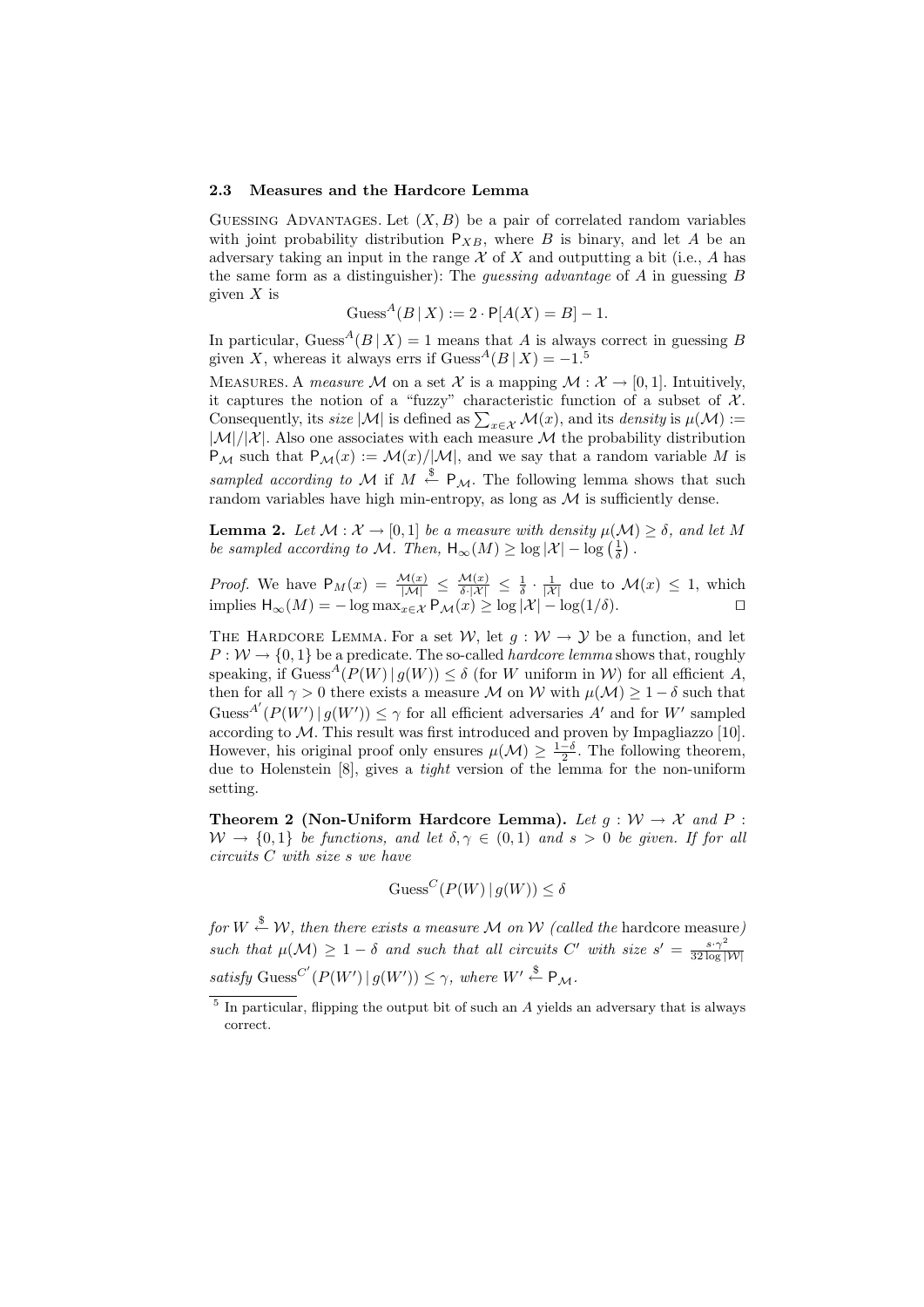### 2.3 Measures and the Hardcore Lemma

Guessing Advantages. Let $(X, B)$ be a pair of correlated random variables with joint probability distribution $\mathsf{P}_{XB}$, where $B$ is binary, and let $A$ be an adversary taking an input in the range $\mathcal{X}$ of $X$ and outputting a bit (i.e., $A$ has the same form as a distinguisher): The *guessing advantage* of $A$ in guessing $B$ given $X$ is

$$\mathrm{Guess}^{A}(B \,|\, X) := 2 \cdot \mathsf{P}[A(X) = B] - 1.$$

In particular, $\mathrm{Guess}^{A}(B \,|\, X) = 1$ means that $A$ is always correct in guessing $B$ given $X$, whereas it always errs if $\mathrm{Guess}^{A}(B \,|\, X) = -1$.[5]

Measures. A *measure* $\mathcal{M}$ on a set $\mathcal{X}$ is a mapping $\mathcal{M} : \mathcal{X} \to [0, 1]$. Intuitively, it captures the notion of a "fuzzy" characteristic function of a subset of $\mathcal{X}$. Consequently, its *size* $|\mathcal{M}|$ is defined as $\sum_{x \in \mathcal{X}} \mathcal{M}(x)$, and its *density* is $\mu(\mathcal{M}) := |\mathcal{M}|/|\mathcal{X}|$. Also one associates with each measure $\mathcal{M}$ the probability distribution $\mathsf{P}_{\mathcal{M}}$ such that $\mathsf{P}_{\mathcal{M}}(x) := \mathcal{M}(x)/|\mathcal{M}|$, and we say that a random variable $M$ is *sampled according to* $\mathcal{M}$ if $M \xleftarrow{\$} \mathsf{P}_{\mathcal{M}}$. The following lemma shows that such random variables have high min-entropy, as long as $\mathcal{M}$ is sufficiently dense.

**Lemma 2.** *Let $\mathcal{M} : \mathcal{X} \to [0, 1]$ be a measure with density $\mu(\mathcal{M}) \geq \delta$, and let $M$ be sampled according to $\mathcal{M}$. Then, $\mathsf{H}_\infty(M) \geq \log |\mathcal{X}| - \log\left(\frac{1}{\delta}\right)$.*

*Proof.* We have $\mathsf{P}_M(x) = \frac{\mathcal{M}(x)}{|\mathcal{M}|} \leq \frac{\mathcal{M}(x)}{\delta \cdot |\mathcal{X}|} \leq \frac{1}{\delta} \cdot \frac{1}{|\mathcal{X}|}$ due to $\mathcal{M}(x) \leq 1$, which implies $\mathsf{H}_\infty(M) = -\log \max_{x \in \mathcal{X}} \mathsf{P}_{\mathcal{M}}(x) \geq \log |\mathcal{X}| - \log(1/\delta)$. □

The Hardcore Lemma. For a set $\mathcal{W}$, let $g : \mathcal{W} \to \mathcal{Y}$ be a function, and let $P : \mathcal{W} \to \{0, 1\}$ be a predicate. The so-called *hardcore lemma* shows that, roughly speaking, if $\mathrm{Guess}^{A}(P(W) \,|\, g(W)) \leq \delta$ (for $W$ uniform in $\mathcal{W}$) for all efficient $A$, then for all $\gamma > 0$ there exists a measure $\mathcal{M}$ on $\mathcal{W}$ with $\mu(\mathcal{M}) \geq 1 - \delta$ such that $\mathrm{Guess}^{A'}(P(W') \,|\, g(W')) \leq \gamma$ for all efficient adversaries $A'$ and for $W'$ sampled according to $\mathcal{M}$. This result was first introduced and proven by Impagliazzo [10]. However, his original proof only ensures $\mu(\mathcal{M}) \geq \frac{1-\delta}{2}$. The following theorem, due to Holenstein [8], gives a *tight* version of the lemma for the non-uniform setting.

**Theorem 2 (Non-Uniform Hardcore Lemma).** *Let $g : \mathcal{W} \to \mathcal{X}$ and $P : \mathcal{W} \to \{0, 1\}$ be functions, and let $\delta, \gamma \in (0, 1)$ and $s > 0$ be given. If for all circuits $C$ with size $s$ we have*

$$\mathrm{Guess}^{C}(P(W) \,|\, g(W)) \leq \delta$$

*for $W \xleftarrow{\$} \mathcal{W}$, then there exists a measure $\mathcal{M}$ on $\mathcal{W}$ (called the* hardcore measure*) such that $\mu(\mathcal{M}) \geq 1 - \delta$ and such that all circuits $C'$ with size $s' = \frac{s \cdot \gamma^2}{32 \log |\mathcal{W}|}$ satisfy $\mathrm{Guess}^{C'}(P(W') \,|\, g(W')) \leq \gamma$, where $W' \xleftarrow{\$} \mathsf{P}_{\mathcal{M}}$.*

---

[5] In particular, flipping the output bit of such an $A$ yields an adversary that is always correct.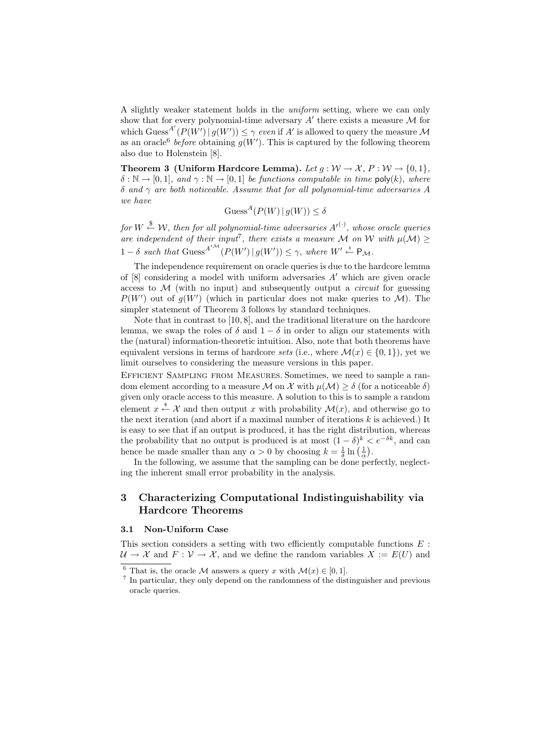A slightly weaker statement holds in the *uniform* setting, where we can only show that for every polynomial-time adversary $A'$ there exists a measure $\mathcal{M}$ for which $\text{Guess}^{A'}(P(W') \mid g(W')) \leq \gamma$ *even* if $A'$ is allowed to query the measure $\mathcal{M}$ as an oracle[6] *before* obtaining $g(W')$. This is captured by the following theorem also due to Holenstein [8].

**Theorem 3 (Uniform Hardcore Lemma).** *Let $g : \mathcal{W} \to \mathcal{X}$, $P : \mathcal{W} \to \{0, 1\}$, $\delta : \mathbb{N} \to [0, 1]$, and $\gamma : \mathbb{N} \to [0, 1]$ be functions computable in time $\mathsf{poly}(k)$, where $\delta$ and $\gamma$ are both noticeable. Assume that for all polynomial-time adversaries $A$ we have*

$$\text{Guess}^{A}(P(W) \mid g(W)) \leq \delta$$

*for $W \xleftarrow{\$} \mathcal{W}$, then for all polynomial-time adversaries $A'^{(\cdot)}$, whose oracle queries are independent of their input[7], there exists a measure $\mathcal{M}$ on $\mathcal{W}$ with $\mu(\mathcal{M}) \geq 1 - \delta$ such that $\text{Guess}^{A'^{\mathcal{M}}}(P(W') \mid g(W')) \leq \gamma$, where $W' \xleftarrow{\$} \mathsf{P}_{\mathcal{M}}$.*

The independence requirement on oracle queries is due to the hardcore lemma of [8] considering a model with uniform adversaries $A'$ which are given oracle access to $\mathcal{M}$ (with no input) and subsequently output a *circuit* for guessing $P(W')$ out of $g(W')$ (which in particular does not make queries to $\mathcal{M}$). The simpler statement of Theorem 3 follows by standard techniques.

Note that in contrast to [10, 8], and the traditional literature on the hardcore lemma, we swap the roles of $\delta$ and $1 - \delta$ in order to align our statements with the (natural) information-theoretic intuition. Also, note that both theorems have equivalent versions in terms of hardcore *sets* (i.e., where $\mathcal{M}(x) \in \{0, 1\}$), yet we limit ourselves to considering the measure versions in this paper.

Efficient Sampling from Measures. Sometimes, we need to sample a random element according to a measure $\mathcal{M}$ on $\mathcal{X}$ with $\mu(\mathcal{M}) \geq \delta$ (for a noticeable $\delta$) given only oracle access to this measure. A solution to this is to sample a random element $x \xleftarrow{\$} \mathcal{X}$ and then output $x$ with probability $\mathcal{M}(x)$, and otherwise go to the next iteration (and abort if a maximal number of iterations $k$ is achieved.) It is easy to see that if an output is produced, it has the right distribution, whereas the probability that no output is produced is at most $(1 - \delta)^k < e^{-\delta k}$, and can hence be made smaller than any $\alpha > 0$ by choosing $k = \frac{1}{\delta} \ln\left(\frac{1}{\alpha}\right)$.

In the following, we assume that the sampling can be done perfectly, neglecting the inherent small error probability in the analysis.

## 3 Characterizing Computational Indistinguishability via Hardcore Theorems

### 3.1 Non-Uniform Case

This section considers a setting with two efficiently computable functions $E : \mathcal{U} \to \mathcal{X}$ and $F : \mathcal{V} \to \mathcal{X}$, and we define the random variables $X := E(U)$ and

[6] That is, the oracle $\mathcal{M}$ answers a query $x$ with $\mathcal{M}(x) \in [0, 1]$.

[7] In particular, they only depend on the randomness of the distinguisher and previous oracle queries.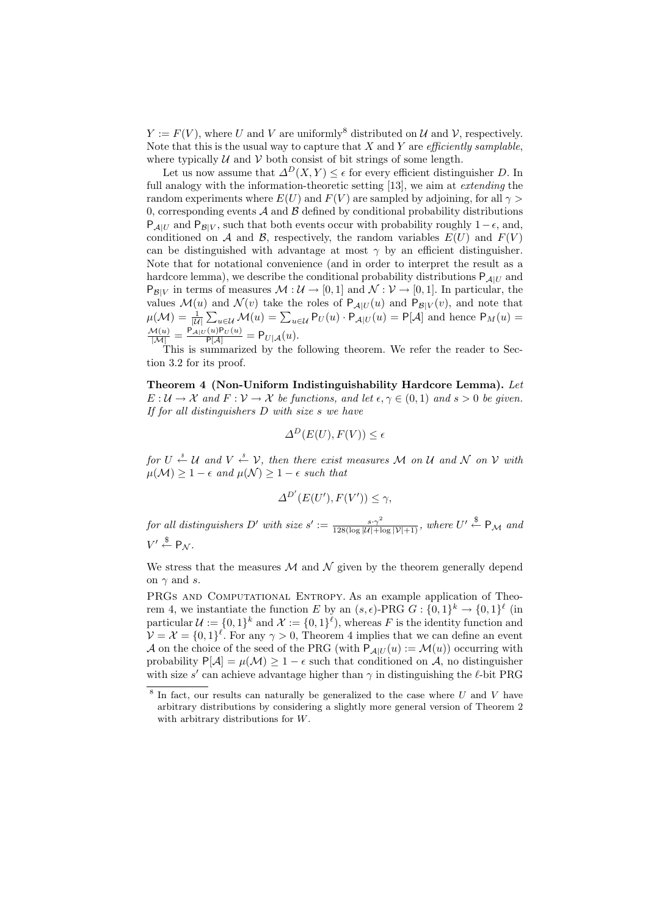$Y := F(V)$, where $U$ and $V$ are uniformly[8] distributed on $\mathcal{U}$ and $\mathcal{V}$, respectively. Note that this is the usual way to capture that $X$ and $Y$ are *efficiently samplable*, where typically $\mathcal{U}$ and $\mathcal{V}$ both consist of bit strings of some length.

Let us now assume that $\Delta^D(X, Y) \leq \epsilon$ for every efficient distinguisher $D$. In full analogy with the information-theoretic setting [13], we aim at *extending* the random experiments where $E(U)$ and $F(V)$ are sampled by adjoining, for all $\gamma > 0$, corresponding events $\mathcal{A}$ and $\mathcal{B}$ defined by conditional probability distributions $\mathsf{P}_{\mathcal{A}|U}$ and $\mathsf{P}_{\mathcal{B}|V}$, such that both events occur with probability roughly $1 - \epsilon$, and, conditioned on $\mathcal{A}$ and $\mathcal{B}$, respectively, the random variables $E(U)$ and $F(V)$ can be distinguished with advantage at most $\gamma$ by an efficient distinguisher. Note that for notational convenience (and in order to interpret the result as a hardcore lemma), we describe the conditional probability distributions $\mathsf{P}_{\mathcal{A}|U}$ and $\mathsf{P}_{\mathcal{B}|V}$ in terms of measures $\mathcal{M} : \mathcal{U} \to [0, 1]$ and $\mathcal{N} : \mathcal{V} \to [0, 1]$. In particular, the values $\mathcal{M}(u)$ and $\mathcal{N}(v)$ take the roles of $\mathsf{P}_{\mathcal{A}|U}(u)$ and $\mathsf{P}_{\mathcal{B}|V}(v)$, and note that $\mu(\mathcal{M}) = \frac{1}{|\mathcal{U}|} \sum_{u \in \mathcal{U}} \mathcal{M}(u) = \sum_{u \in \mathcal{U}} \mathsf{P}_U(u) \cdot \mathsf{P}_{\mathcal{A}|U}(u) = \mathsf{P}[\mathcal{A}]$ and hence $\mathsf{P}_M(u) = \frac{\mathcal{M}(u)}{|\mathcal{M}|} = \frac{\mathsf{P}_{\mathcal{A}|U}(u)\mathsf{P}_U(u)}{\mathsf{P}[\mathcal{A}]} = \mathsf{P}_{U|\mathcal{A}}(u)$.

This is summarized by the following theorem. We refer the reader to Section 3.2 for its proof.

**Theorem 4 (Non-Uniform Indistinguishability Hardcore Lemma).** *Let $E : \mathcal{U} \to \mathcal{X}$ and $F : \mathcal{V} \to \mathcal{X}$ be functions, and let $\epsilon, \gamma \in (0, 1)$ and $s > 0$ be given. If for all distinguishers $D$ with size $s$ we have*

$$\Delta^D(E(U), F(V)) \leq \epsilon$$

*for $U \xleftarrow{\$} \mathcal{U}$ and $V \xleftarrow{\$} \mathcal{V}$, then there exist measures $\mathcal{M}$ on $\mathcal{U}$ and $\mathcal{N}$ on $\mathcal{V}$ with $\mu(\mathcal{M}) \geq 1 - \epsilon$ and $\mu(\mathcal{N}) \geq 1 - \epsilon$ such that*

$$\Delta^{D'}(E(U'), F(V')) \leq \gamma,$$

*for all distinguishers $D'$ with size $s' := \frac{s \cdot \gamma^2}{128(\log |\mathcal{U}| + \log |\mathcal{V}| + 1)}$, where $U' \xleftarrow{\$} \mathsf{P}_{\mathcal{M}}$ and $V' \xleftarrow{\$} \mathsf{P}_{\mathcal{N}}$.*

We stress that the measures $\mathcal{M}$ and $\mathcal{N}$ given by the theorem generally depend on $\gamma$ and $s$.

PRGs and Computational Entropy. As an example application of Theorem 4, we instantiate the function $E$ by an $(s, \epsilon)$-PRG $G : \{0, 1\}^k \to \{0, 1\}^\ell$ (in particular $\mathcal{U} := \{0, 1\}^k$ and $\mathcal{X} := \{0, 1\}^\ell$), whereas $F$ is the identity function and $\mathcal{V} = \mathcal{X} = \{0, 1\}^\ell$. For any $\gamma > 0$, Theorem 4 implies that we can define an event $\mathcal{A}$ on the choice of the seed of the PRG (with $\mathsf{P}_{\mathcal{A}|U}(u) := \mathcal{M}(u)$) occurring with probability $\mathsf{P}[\mathcal{A}] = \mu(\mathcal{M}) \geq 1 - \epsilon$ such that conditioned on $\mathcal{A}$, no distinguisher with size $s'$ can achieve advantage higher than $\gamma$ in distinguishing the $\ell$-bit PRG

[8] In fact, our results can naturally be generalized to the case where $U$ and $V$ have arbitrary distributions by considering a slightly more general version of Theorem 2 with arbitrary distributions for $W$.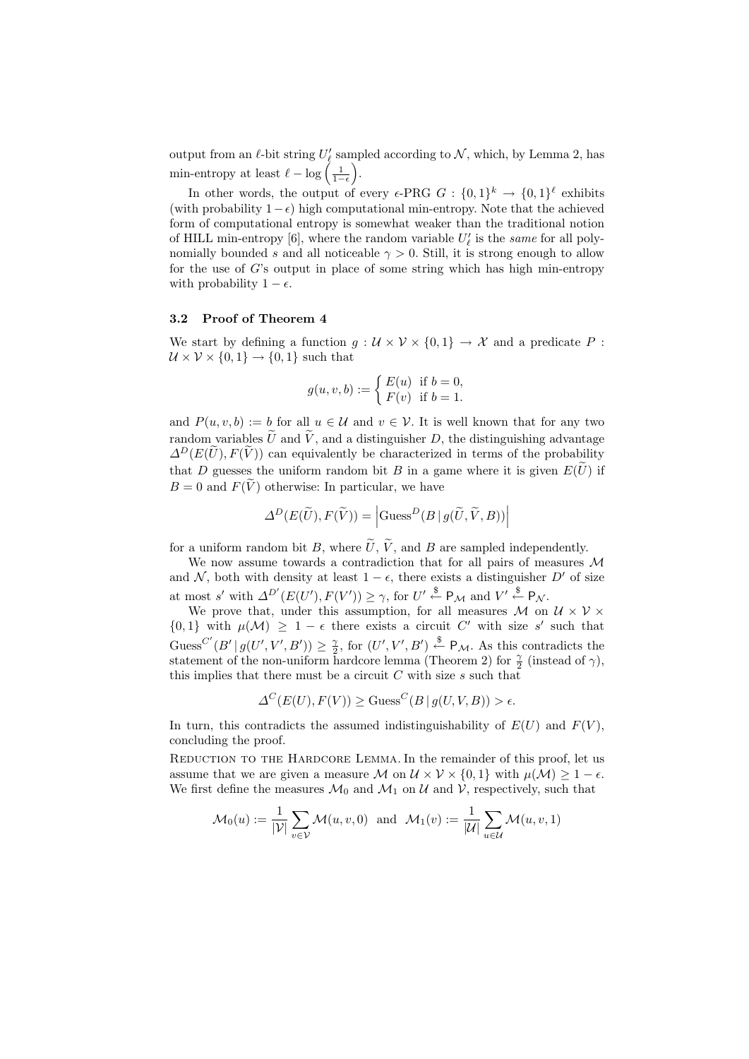output from an $\ell$-bit string $U'_\ell$ sampled according to $\mathcal{N}$, which, by Lemma 2, has min-entropy at least $\ell - \log\left(\frac{1}{1-\epsilon}\right)$.

In other words, the output of every $\epsilon$-PRG $G : \{0,1\}^k \to \{0,1\}^\ell$ exhibits (with probability $1-\epsilon$) high computational min-entropy. Note that the achieved form of computational entropy is somewhat weaker than the traditional notion of HILL min-entropy [6], where the random variable $U'_\ell$ is the *same* for all polynomially bounded $s$ and all noticeable $\gamma > 0$. Still, it is strong enough to allow for the use of $G$'s output in place of some string which has high min-entropy with probability $1 - \epsilon$.

### 3.2 Proof of Theorem 4

We start by defining a function $g : \mathcal{U} \times \mathcal{V} \times \{0,1\} \to \mathcal{X}$ and a predicate $P : \mathcal{U} \times \mathcal{V} \times \{0,1\} \to \{0,1\}$ such that

$$g(u,v,b) := \begin{cases} E(u) & \text{if } b = 0, \\ F(v) & \text{if } b = 1. \end{cases}$$

and $P(u,v,b) := b$ for all $u \in \mathcal{U}$ and $v \in \mathcal{V}$. It is well known that for any two random variables $\widetilde{U}$ and $\widetilde{V}$, and a distinguisher $D$, the distinguishing advantage $\Delta^D(E(\widetilde{U}), F(\widetilde{V}))$ can equivalently be characterized in terms of the probability that $D$ guesses the uniform random bit $B$ in a game where it is given $E(\widetilde{U})$ if $B = 0$ and $F(\widetilde{V})$ otherwise: In particular, we have

$$\Delta^D(E(\widetilde{U}), F(\widetilde{V})) = \left|\mathrm{Guess}^D(B \,|\, g(\widetilde{U}, \widetilde{V}, B))\right|$$

for a uniform random bit $B$, where $\widetilde{U}$, $\widetilde{V}$, and $B$ are sampled independently.

We now assume towards a contradiction that for all pairs of measures $\mathcal{M}$ and $\mathcal{N}$, both with density at least $1 - \epsilon$, there exists a distinguisher $D'$ of size at most $s'$ with $\Delta^{D'}(E(U'), F(V')) \geq \gamma$, for $U' \stackrel{\$}{\leftarrow} \mathsf{P}_{\mathcal{M}}$ and $V' \stackrel{\$}{\leftarrow} \mathsf{P}_{\mathcal{N}}$.

We prove that, under this assumption, for all measures $\mathcal{M}$ on $\mathcal{U} \times \mathcal{V} \times \{0,1\}$ with $\mu(\mathcal{M}) \geq 1 - \epsilon$ there exists a circuit $C'$ with size $s'$ such that $\mathrm{Guess}^{C'}(B' \,|\, g(U', V', B')) \geq \frac{\gamma}{2}$, for $(U', V', B') \stackrel{\$}{\leftarrow} \mathsf{P}_{\mathcal{M}}$. As this contradicts the statement of the non-uniform hardcore lemma (Theorem 2) for $\frac{\gamma}{2}$ (instead of $\gamma$), this implies that there must be a circuit $C$ with size $s$ such that

$$\Delta^C(E(U), F(V)) \geq \mathrm{Guess}^C(B \,|\, g(U, V, B)) > \epsilon.$$

In turn, this contradicts the assumed indistinguishability of $E(U)$ and $F(V)$, concluding the proof.

Reduction to the Hardcore Lemma. In the remainder of this proof, let us assume that we are given a measure $\mathcal{M}$ on $\mathcal{U} \times \mathcal{V} \times \{0,1\}$ with $\mu(\mathcal{M}) \geq 1 - \epsilon$. We first define the measures $\mathcal{M}_0$ and $\mathcal{M}_1$ on $\mathcal{U}$ and $\mathcal{V}$, respectively, such that

$$\mathcal{M}_0(u) := \frac{1}{|\mathcal{V}|} \sum_{v \in \mathcal{V}} \mathcal{M}(u, v, 0) \;\; \text{and} \;\; \mathcal{M}_1(v) := \frac{1}{|\mathcal{U}|} \sum_{u \in \mathcal{U}} \mathcal{M}(u, v, 1)$$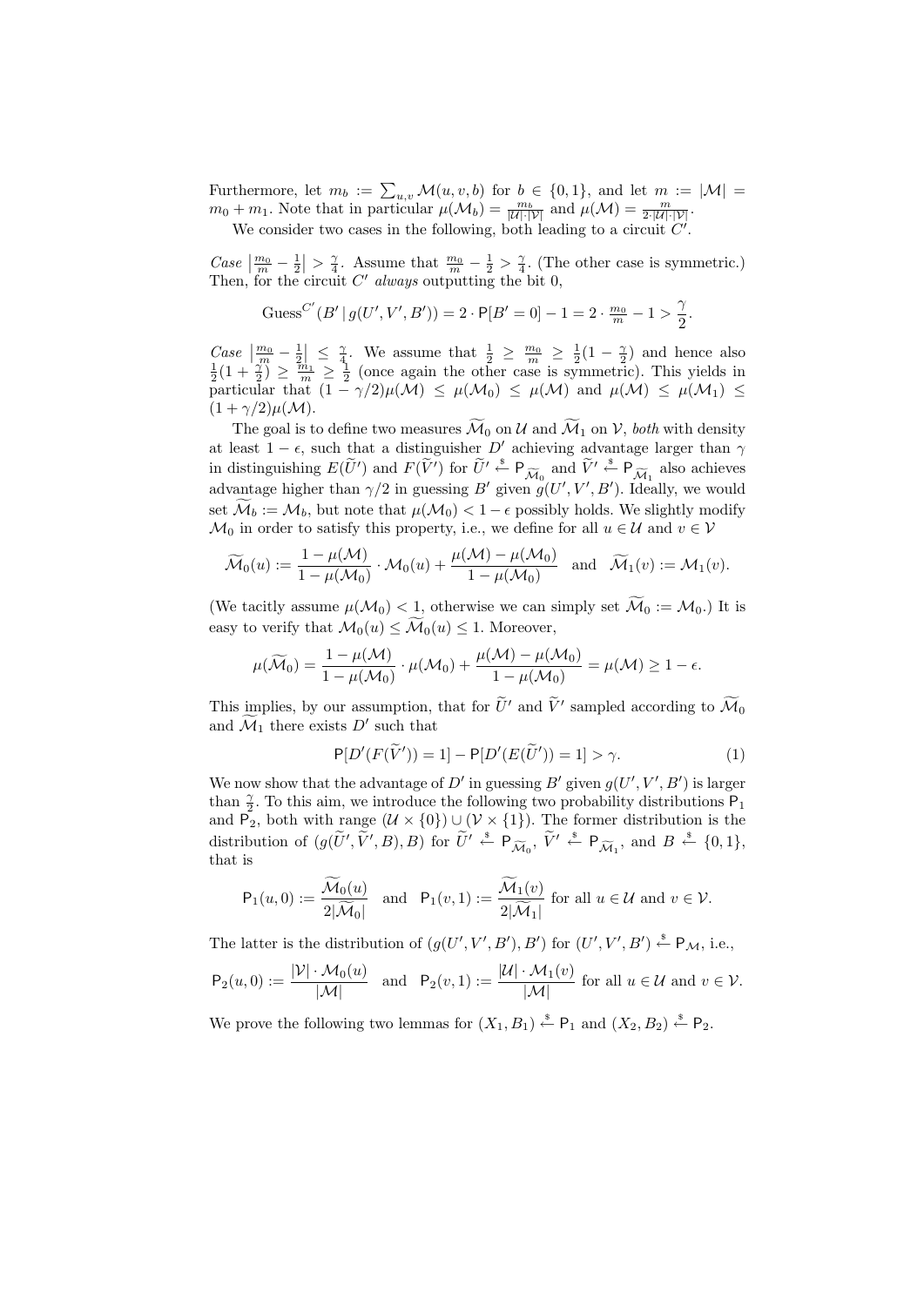Furthermore, let $m_b := \sum_{u,v} \mathcal{M}(u, v, b)$ for $b \in \{0, 1\}$, and let $m := |\mathcal{M}| = m_0 + m_1$. Note that in particular $\mu(\mathcal{M}_b) = \frac{m_b}{|\mathcal{U}|\cdot|\mathcal{V}|}$ and $\mu(\mathcal{M}) = \frac{m}{2\cdot|\mathcal{U}|\cdot|\mathcal{V}|}$.

We consider two cases in the following, both leading to a circuit $C'$.

*Case* $\left|\frac{m_0}{m} - \frac{1}{2}\right| > \frac{\gamma}{4}$. Assume that $\frac{m_0}{m} - \frac{1}{2} > \frac{\gamma}{4}$. (The other case is symmetric.) Then, for the circuit $C'$ *always* outputting the bit 0,

$$\text{Guess}^{C'}(B' \,|\, g(U', V', B')) = 2 \cdot \mathsf{P}[B' = 0] - 1 = 2 \cdot \frac{m_0}{m} - 1 > \frac{\gamma}{2}.$$

*Case* $\left|\frac{m_0}{m} - \frac{1}{2}\right| \leq \frac{\gamma}{4}$. We assume that $\frac{1}{2} \geq \frac{m_0}{m} \geq \frac{1}{2}(1 - \frac{\gamma}{2})$ and hence also $\frac{1}{2}(1 + \frac{\gamma}{2}) \geq \frac{m_1}{m} \geq \frac{1}{2}$ (once again the other case is symmetric). This yields in particular that $(1 - \gamma/2)\mu(\mathcal{M}) \leq \mu(\mathcal{M}_0) \leq \mu(\mathcal{M})$ and $\mu(\mathcal{M}) \leq \mu(\mathcal{M}_1) \leq (1 + \gamma/2)\mu(\mathcal{M})$.

The goal is to define two measures $\widetilde{\mathcal{M}}_0$ on $\mathcal{U}$ and $\widetilde{\mathcal{M}}_1$ on $\mathcal{V}$, *both* with density at least $1 - \epsilon$, such that a distinguisher $D'$ achieving advantage larger than $\gamma$ in distinguishing $E(\widetilde{U}')$ and $F(\widetilde{V}')$ for $\widetilde{U}' \xleftarrow{\$} \mathsf{P}_{\widetilde{\mathcal{M}}_0}$ and $\widetilde{V}' \xleftarrow{\$} \mathsf{P}_{\widetilde{\mathcal{M}}_1}$ also achieves advantage higher than $\gamma/2$ in guessing $B'$ given $g(U', V', B')$. Ideally, we would set $\widetilde{\mathcal{M}}_b := \mathcal{M}_b$, but note that $\mu(\mathcal{M}_0) < 1 - \epsilon$ possibly holds. We slightly modify $\mathcal{M}_0$ in order to satisfy this property, i.e., we define for all $u \in \mathcal{U}$ and $v \in \mathcal{V}$

$$\widetilde{\mathcal{M}}_0(u) := \frac{1 - \mu(\mathcal{M})}{1 - \mu(\mathcal{M}_0)} \cdot \mathcal{M}_0(u) + \frac{\mu(\mathcal{M}) - \mu(\mathcal{M}_0)}{1 - \mu(\mathcal{M}_0)} \quad \text{and} \quad \widetilde{\mathcal{M}}_1(v) := \mathcal{M}_1(v).$$

(We tacitly assume $\mu(\mathcal{M}_0) < 1$, otherwise we can simply set $\widetilde{\mathcal{M}}_0 := \mathcal{M}_0$.) It is easy to verify that $\mathcal{M}_0(u) \leq \widetilde{\mathcal{M}}_0(u) \leq 1$. Moreover,

$$\mu(\widetilde{\mathcal{M}}_0) = \frac{1 - \mu(\mathcal{M})}{1 - \mu(\mathcal{M}_0)} \cdot \mu(\mathcal{M}_0) + \frac{\mu(\mathcal{M}) - \mu(\mathcal{M}_0)}{1 - \mu(\mathcal{M}_0)} = \mu(\mathcal{M}) \geq 1 - \epsilon.$$

This implies, by our assumption, that for $\widetilde{U}'$ and $\widetilde{V}'$ sampled according to $\widetilde{\mathcal{M}}_0$ and $\widetilde{\mathcal{M}}_1$ there exists $D'$ such that

$$\mathsf{P}[D'(F(\widetilde{V}')) = 1] - \mathsf{P}[D'(E(\widetilde{U}')) = 1] > \gamma. \tag{1}$$

We now show that the advantage of $D'$ in guessing $B'$ given $g(U', V', B')$ is larger than $\frac{\gamma}{2}$. To this aim, we introduce the following two probability distributions $\mathsf{P}_1$ and $\mathsf{P}_2$, both with range $(\mathcal{U} \times \{0\}) \cup (\mathcal{V} \times \{1\})$. The former distribution is the distribution of $(g(\widetilde{U}', \widetilde{V}', B), B)$ for $\widetilde{U}' \xleftarrow{\$} \mathsf{P}_{\widetilde{\mathcal{M}}_0}$, $\widetilde{V}' \xleftarrow{\$} \mathsf{P}_{\widetilde{\mathcal{M}}_1}$, and $B \xleftarrow{\$} \{0, 1\}$, that is

$$\mathsf{P}_1(u, 0) := \frac{\widetilde{\mathcal{M}}_0(u)}{2|\widetilde{\mathcal{M}}_0|} \quad \text{and} \quad \mathsf{P}_1(v, 1) := \frac{\widetilde{\mathcal{M}}_1(v)}{2|\widetilde{\mathcal{M}}_1|} \text{ for all } u \in \mathcal{U} \text{ and } v \in \mathcal{V}.$$

The latter is the distribution of $(g(U', V', B'), B')$ for $(U', V', B') \xleftarrow{\$} \mathsf{P}_{\mathcal{M}}$, i.e.,

$$\mathsf{P}_2(u, 0) := \frac{|\mathcal{V}| \cdot \mathcal{M}_0(u)}{|\mathcal{M}|} \quad \text{and} \quad \mathsf{P}_2(v, 1) := \frac{|\mathcal{U}| \cdot \mathcal{M}_1(v)}{|\mathcal{M}|} \text{ for all } u \in \mathcal{U} \text{ and } v \in \mathcal{V}.$$

We prove the following two lemmas for $(X_1, B_1) \xleftarrow{\$} \mathsf{P}_1$ and $(X_2, B_2) \xleftarrow{\$} \mathsf{P}_2$.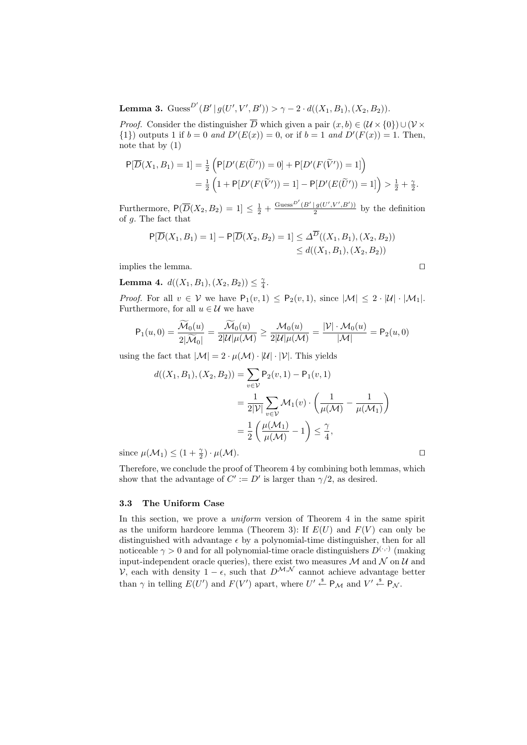**Lemma 3.** $\text{Guess}^{D'}(B' \,|\, g(U', V', B')) > \gamma - 2 \cdot d((X_1, B_1), (X_2, B_2))$.

*Proof.* Consider the distinguisher $\overline{D}$ which given a pair $(x, b) \in (\mathcal{U} \times \{0\}) \cup (\mathcal{V} \times \{1\})$ outputs 1 if $b = 0$ *and* $D'(E(x)) = 0$, or if $b = 1$ *and* $D'(F(x)) = 1$. Then, note that by (1)

$$\begin{aligned}\mathsf{P}[\overline{D}(X_1, B_1) = 1] &= \tfrac{1}{2}\left(\mathsf{P}[D'(E(\widetilde{U}')) = 0] + \mathsf{P}[D'(F(\widetilde{V}')) = 1]\right) \\ &= \tfrac{1}{2}\left(1 + \mathsf{P}[D'(F(\widetilde{V}')) = 1] - \mathsf{P}[D'(E(\widetilde{U}')) = 1]\right) > \tfrac{1}{2} + \tfrac{\gamma}{2}.\end{aligned}$$

Furthermore, $\mathsf{P}(\overline{D}(X_2, B_2) = 1] \leq \frac{1}{2} + \frac{\text{Guess}^{D'}(B' \,|\, g(U', V', B'))}{2}$ by the definition of $g$. The fact that

$$\begin{aligned}\mathsf{P}[\overline{D}(X_1, B_1) = 1] - \mathsf{P}[\overline{D}(X_2, B_2) = 1] &\leq \Delta^{\overline{D}}((X_1, B_1), (X_2, B_2)) \\ &\leq d((X_1, B_1), (X_2, B_2))\end{aligned}$$

implies the lemma. $\square$

**Lemma 4.** $d((X_1, B_1), (X_2, B_2)) \leq \frac{\gamma}{4}$.

*Proof.* For all $v \in \mathcal{V}$ we have $\mathsf{P}_1(v, 1) \leq \mathsf{P}_2(v, 1)$, since $|\mathcal{M}| \leq 2 \cdot |\mathcal{U}| \cdot |\mathcal{M}_1|$. Furthermore, for all $u \in \mathcal{U}$ we have

$$\mathsf{P}_1(u, 0) = \frac{\widetilde{\mathcal{M}}_0(u)}{2|\widetilde{\mathcal{M}}_0|} = \frac{\widetilde{\mathcal{M}}_0(u)}{2|\mathcal{U}|\mu(\mathcal{M})} \geq \frac{\mathcal{M}_0(u)}{2|\mathcal{U}|\mu(\mathcal{M})} = \frac{|\mathcal{V}| \cdot \mathcal{M}_0(u)}{|\mathcal{M}|} = \mathsf{P}_2(u, 0)$$

using the fact that $|\mathcal{M}| = 2 \cdot \mu(\mathcal{M}) \cdot |\mathcal{U}| \cdot |\mathcal{V}|$. This yields

$$\begin{aligned}d((X_1, B_1), (X_2, B_2)) &= \sum_{v \in \mathcal{V}} \mathsf{P}_2(v, 1) - \mathsf{P}_1(v, 1) \\ &= \frac{1}{2|\mathcal{V}|} \sum_{v \in \mathcal{V}} \mathcal{M}_1(v) \cdot \left(\frac{1}{\mu(\mathcal{M})} - \frac{1}{\mu(\mathcal{M}_1)}\right) \\ &= \frac{1}{2}\left(\frac{\mu(\mathcal{M}_1)}{\mu(\mathcal{M})} - 1\right) \leq \frac{\gamma}{4},\end{aligned}$$

since $\mu(\mathcal{M}_1) \leq (1 + \frac{\gamma}{2}) \cdot \mu(\mathcal{M})$. $\square$

Therefore, we conclude the proof of Theorem 4 by combining both lemmas, which show that the advantage of $C' := D'$ is larger than $\gamma/2$, as desired.

### 3.3 The Uniform Case

In this section, we prove a *uniform* version of Theorem 4 in the same spirit as the uniform hardcore lemma (Theorem 3): If $E(U)$ and $F(V)$ can only be distinguished with advantage $\epsilon$ by a polynomial-time distinguisher, then for all noticeable $\gamma > 0$ and for all polynomial-time oracle distinguishers $D^{(\cdot,\cdot)}$ (making input-independent oracle queries), there exist two measures $\mathcal{M}$ and $\mathcal{N}$ on $\mathcal{U}$ and $\mathcal{V}$, each with density $1 - \epsilon$, such that $D^{\mathcal{M},\mathcal{N}}$ cannot achieve advantage better than $\gamma$ in telling $E(U')$ and $F(V')$ apart, where $U' \stackrel{\$}{\leftarrow} \mathsf{P}_{\mathcal{M}}$ and $V' \stackrel{\$}{\leftarrow} \mathsf{P}_{\mathcal{N}}$.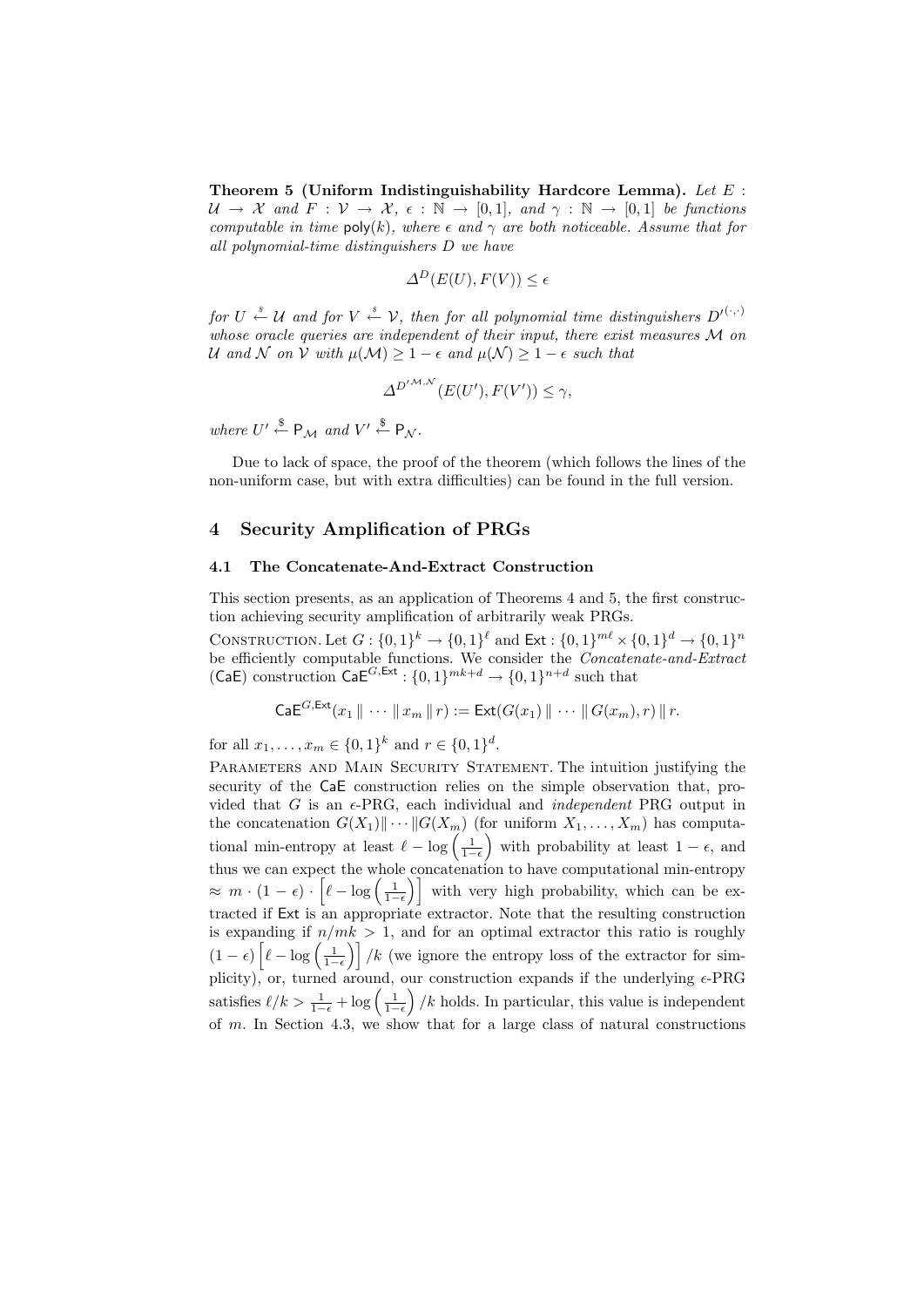**Theorem 5 (Uniform Indistinguishability Hardcore Lemma).** *Let $E : \mathcal{U} \to \mathcal{X}$ and $F : \mathcal{V} \to \mathcal{X}$, $\epsilon : \mathbb{N} \to [0,1]$, and $\gamma : \mathbb{N} \to [0,1]$ be functions computable in time $\mathsf{poly}(k)$, where $\epsilon$ and $\gamma$ are both noticeable. Assume that for all polynomial-time distinguishers $D$ we have*

$$\Delta^D(E(U), F(V)) \leq \epsilon$$

*for $U \xleftarrow{\$} \mathcal{U}$ and for $V \xleftarrow{\$} \mathcal{V}$, then for all polynomial time distinguishers $D'^{(\cdot,\cdot)}$ whose oracle queries are independent of their input, there exist measures $\mathcal{M}$ on $\mathcal{U}$ and $\mathcal{N}$ on $\mathcal{V}$ with $\mu(\mathcal{M}) \geq 1-\epsilon$ and $\mu(\mathcal{N}) \geq 1-\epsilon$ such that*

$$\Delta^{D'^{\mathcal{M},\mathcal{N}}}(E(U'), F(V')) \leq \gamma,$$

*where $U' \xleftarrow{\$} \mathsf{P}_{\mathcal{M}}$ and $V' \xleftarrow{\$} \mathsf{P}_{\mathcal{N}}$.*

Due to lack of space, the proof of the theorem (which follows the lines of the non-uniform case, but with extra difficulties) can be found in the full version.

## 4 Security Amplification of PRGs

### 4.1 The Concatenate-And-Extract Construction

This section presents, as an application of Theorems 4 and 5, the first construction achieving security amplification of arbitrarily weak PRGs.

Construction. Let $G : \{0,1\}^k \to \{0,1\}^\ell$ and $\mathsf{Ext} : \{0,1\}^{m\ell} \times \{0,1\}^d \to \{0,1\}^n$ be efficiently computable functions. We consider the *Concatenate-and-Extract* ($\mathsf{CaE}$) construction $\mathsf{CaE}^{G,\mathsf{Ext}} : \{0,1\}^{mk+d} \to \{0,1\}^{n+d}$ such that

$$\mathsf{CaE}^{G,\mathsf{Ext}}(x_1 \,\|\, \cdots \,\|\, x_m \,\|\, r) := \mathsf{Ext}(G(x_1) \,\|\, \cdots \,\|\, G(x_m), r) \,\|\, r.$$

for all $x_1, \ldots, x_m \in \{0,1\}^k$ and $r \in \{0,1\}^d$.

Parameters and Main Security Statement. The intuition justifying the security of the $\mathsf{CaE}$ construction relies on the simple observation that, provided that $G$ is an $\epsilon$-PRG, each individual and *independent* PRG output in the concatenation $G(X_1)\| \cdots \|G(X_m)$ (for uniform $X_1, \ldots, X_m$) has computational min-entropy at least $\ell - \log\left(\frac{1}{1-\epsilon}\right)$ with probability at least $1-\epsilon$, and thus we can expect the whole concatenation to have computational min-entropy $\approx m \cdot (1-\epsilon) \cdot \left[\ell - \log\left(\frac{1}{1-\epsilon}\right)\right]$ with very high probability, which can be extracted if $\mathsf{Ext}$ is an appropriate extractor. Note that the resulting construction is expanding if $n/mk > 1$, and for an optimal extractor this ratio is roughly $(1-\epsilon)\left[\ell - \log\left(\frac{1}{1-\epsilon}\right)\right]/k$ (we ignore the entropy loss of the extractor for simplicity), or, turned around, our construction expands if the underlying $\epsilon$-PRG satisfies $\ell/k > \frac{1}{1-\epsilon} + \log\left(\frac{1}{1-\epsilon}\right)/k$ holds. In particular, this value is independent of $m$. In Section 4.3, we show that for a large class of natural constructions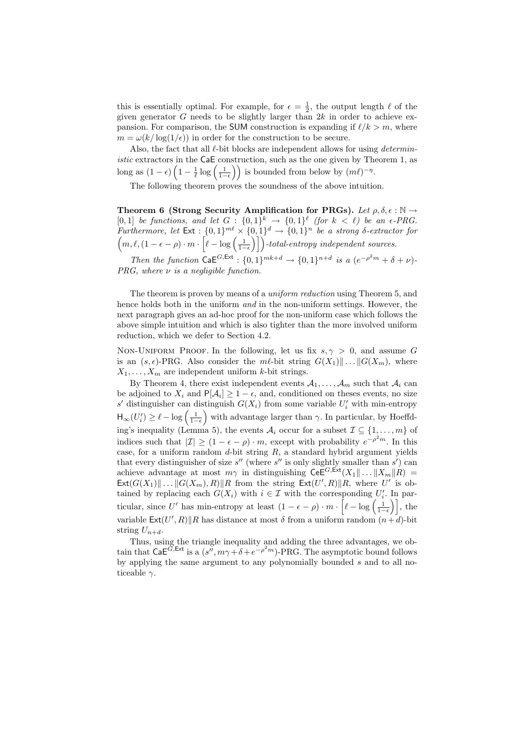this is essentially optimal. For example, for $\epsilon = \frac{1}{2}$, the output length $\ell$ of the given generator $G$ needs to be slightly larger than $2k$ in order to achieve expansion. For comparison, the SUM construction is expanding if $\ell/k > m$, where $m = \omega(k/\log(1/\epsilon))$ in order for the construction to be secure.

Also, the fact that all $\ell$-bit blocks are independent allows for using *deterministic* extractors in the CaE construction, such as the one given by Theorem 1, as long as $(1-\epsilon)\left(1 - \frac{1}{\ell}\log\left(\frac{1}{1-\epsilon}\right)\right)$ is bounded from below by $(m\ell)^{-\eta}$.

The following theorem proves the soundness of the above intuition.

**Theorem 6 (Strong Security Amplification for PRGs).** *Let $\rho, \delta, \epsilon : \mathbb{N} \to [0,1]$ be functions, and let $G : \{0,1\}^k \to \{0,1\}^\ell$ (for $k < \ell$) be an $\epsilon$-PRG. Furthermore, let $\mathsf{Ext} : \{0,1\}^{m\ell} \times \{0,1\}^d \to \{0,1\}^n$ be a strong $\delta$-extractor for $\left(m, \ell, (1-\epsilon-\rho)\cdot m \cdot \left[\ell - \log\left(\frac{1}{1-\epsilon}\right)\right]\right)$-total-entropy independent sources.*

*Then the function $\mathsf{CaE}^{G,\mathsf{Ext}} : \{0,1\}^{mk+d} \to \{0,1\}^{n+d}$ is a $(e^{-\rho^2 m} + \delta + \nu)$-PRG, where $\nu$ is a negligible function.*

The theorem is proven by means of a *uniform reduction* using Theorem 5, and hence holds both in the uniform *and* in the non-uniform settings. However, the next paragraph gives an ad-hoc proof for the non-uniform case which follows the above simple intuition and which is also tighter than the more involved uniform reduction, which we defer to Section 4.2.

Non-Uniform Proof. In the following, let us fix $s, \gamma > 0$, and assume $G$ is an $(s,\epsilon)$-PRG. Also consider the $m\ell$-bit string $G(X_1)\|\ldots\|G(X_m)$, where $X_1, \ldots, X_m$ are independent uniform $k$-bit strings.

By Theorem 4, there exist independent events $\mathcal{A}_1, \ldots, \mathcal{A}_m$ such that $\mathcal{A}_i$ can be adjoined to $X_i$ and $\mathsf{P}[\mathcal{A}_i] \geq 1-\epsilon$, and, conditioned on theses events, no size $s'$ distinguisher can distinguish $G(X_i)$ from some variable $U'_i$ with min-entropy $\mathsf{H}_\infty(U'_i) \geq \ell - \log\left(\frac{1}{1-\epsilon}\right)$ with advantage larger than $\gamma$. In particular, by Hoeffding's inequality (Lemma 5), the events $\mathcal{A}_i$ occur for a subset $\mathcal{I} \subseteq \{1, \ldots, m\}$ of indices such that $|\mathcal{I}| \geq (1-\epsilon-\rho)\cdot m$, except with probability $e^{-\rho^2 m}$. In this case, for a uniform random $d$-bit string $R$, a standard hybrid argument yields that every distinguisher of size $s''$ (where $s''$ is only slightly smaller than $s'$) can achieve advantage at most $m\gamma$ in distinguishing $\mathsf{CeE}^{G,\mathsf{Ext}}(X_1\|\ldots\|X_m\|R) = \mathsf{Ext}(G(X_1)\|\ldots\|G(X_m), R)\|R$ from the string $\mathsf{Ext}(U', R)\|R$, where $U'$ is obtained by replacing each $G(X_i)$ with $i \in \mathcal{I}$ with the corresponding $U'_i$. In particular, since $U'$ has min-entropy at least $(1-\epsilon-\rho)\cdot m \cdot \left[\ell - \log\left(\frac{1}{1-\epsilon}\right)\right]$, the variable $\mathsf{Ext}(U', R)\|R$ has distance at most $\delta$ from a uniform random $(n+d)$-bit string $U_{n+d}$.

Thus, using the triangle inequality and adding the three advantages, we obtain that $\mathsf{CaE}^{G,\mathsf{Ext}}$ is a $(s'', m\gamma + \delta + e^{-\rho^2 m})$-PRG. The asymptotic bound follows by applying the same argument to any polynomially bounded $s$ and to all noticeable $\gamma$.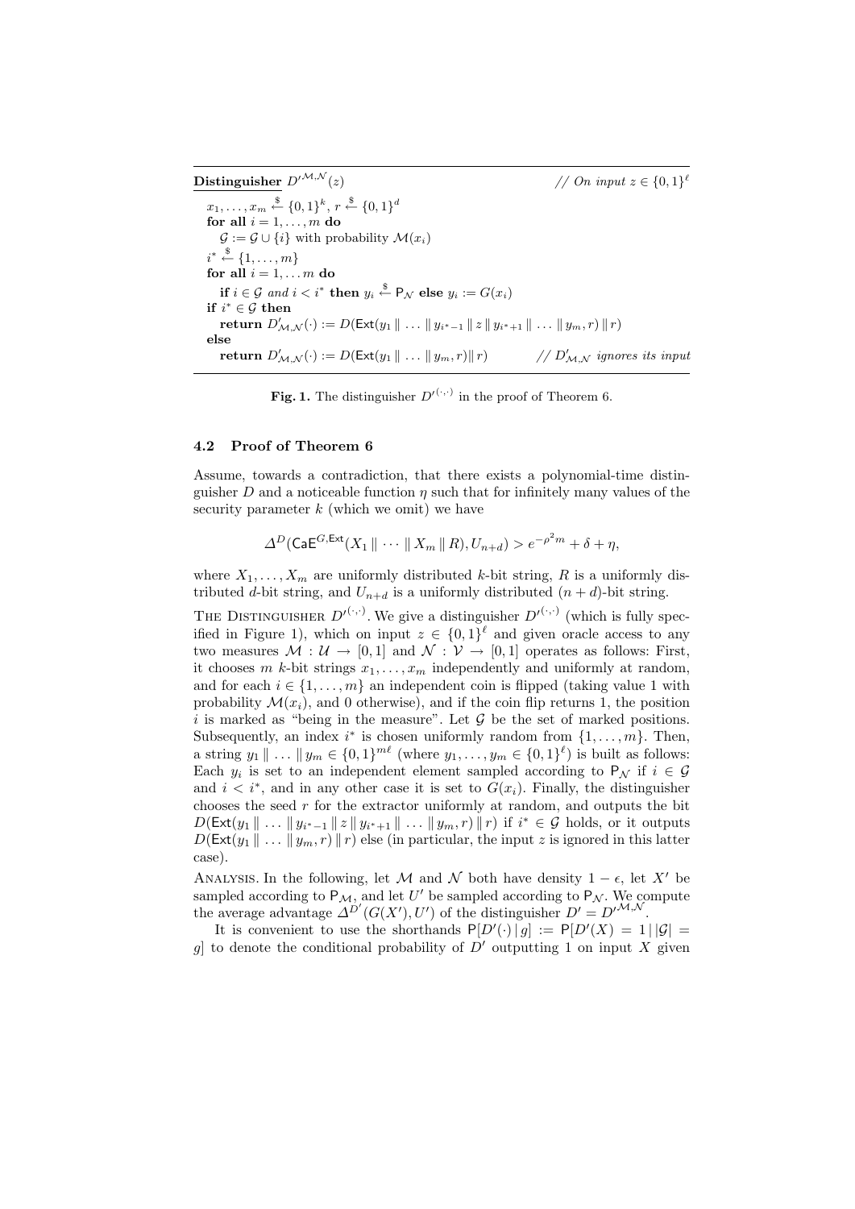**Distinguisher** $D'^{\mathcal{M},\mathcal{N}}(z)$ // *On input* $z \in \{0,1\}^\ell$

```
x_1, ..., x_m <-$ {0,1}^k, r <-$ {0,1}^d
for all i = 1, ..., m do
    G := G ∪ {i} with probability M(x_i)
i* <-$ {1, ..., m}
for all i = 1, ... m do
    if i ∈ G and i < i* then y_i <-$ P_N else y_i := G(x_i)
if i* ∈ G then
    return D'_{M,N}(·) := D(Ext(y_1 ‖ ... ‖ y_{i*-1} ‖ z ‖ y_{i*+1} ‖ ... ‖ y_m, r) ‖ r)
else
    return D'_{M,N}(·) := D(Ext(y_1 ‖ ... ‖ y_m, r) ‖ r)        // D'_{M,N} ignores its input
```

**Fig. 1.** The distinguisher $D'^{(\cdot,\cdot)}$ in the proof of Theorem 6.

### 4.2 Proof of Theorem 6

Assume, towards a contradiction, that there exists a polynomial-time distinguisher $D$ and a noticeable function $\eta$ such that for infinitely many values of the security parameter $k$ (which we omit) we have

$$\Delta^D(\mathsf{CaE}^{G,\mathsf{Ext}}(X_1 \,\|\, \cdots \,\|\, X_m \,\|\, R), U_{n+d}) > e^{-\rho^2 m} + \delta + \eta,$$

where $X_1, \ldots, X_m$ are uniformly distributed $k$-bit string, $R$ is a uniformly distributed $d$-bit string, and $U_{n+d}$ is a uniformly distributed $(n+d)$-bit string.

The Distinguisher $D'^{(\cdot,\cdot)}$. We give a distinguisher $D'^{(\cdot,\cdot)}$ (which is fully specified in Figure 1), which on input $z \in \{0,1\}^\ell$ and given oracle access to any two measures $\mathcal{M} : \mathcal{U} \to [0,1]$ and $\mathcal{N} : \mathcal{V} \to [0,1]$ operates as follows: First, it chooses $m$ $k$-bit strings $x_1, \ldots, x_m$ independently and uniformly at random, and for each $i \in \{1, \ldots, m\}$ an independent coin is flipped (taking value 1 with probability $\mathcal{M}(x_i)$, and 0 otherwise), and if the coin flip returns 1, the position $i$ is marked as "being in the measure". Let $\mathcal{G}$ be the set of marked positions. Subsequently, an index $i^*$ is chosen uniformly random from $\{1, \ldots, m\}$. Then, a string $y_1 \,\|\, \ldots \,\|\, y_m \in \{0,1\}^{m\ell}$ (where $y_1, \ldots, y_m \in \{0,1\}^\ell$) is built as follows: Each $y_i$ is set to an independent element sampled according to $\mathsf{P}_\mathcal{N}$ if $i \in \mathcal{G}$ and $i < i^*$, and in any other case it is set to $G(x_i)$. Finally, the distinguisher chooses the seed $r$ for the extractor uniformly at random, and outputs the bit $D(\mathsf{Ext}(y_1 \,\|\, \ldots \,\|\, y_{i^*-1} \,\|\, z \,\|\, y_{i^*+1} \,\|\, \ldots \,\|\, y_m, r) \,\|\, r)$ if $i^* \in \mathcal{G}$ holds, or it outputs $D(\mathsf{Ext}(y_1 \,\|\, \ldots \,\|\, y_m, r) \,\|\, r)$ else (in particular, the input $z$ is ignored in this latter case).

Analysis. In the following, let $\mathcal{M}$ and $\mathcal{N}$ both have density $1 - \epsilon$, let $X'$ be sampled according to $\mathsf{P}_\mathcal{M}$, and let $U'$ be sampled according to $\mathsf{P}_\mathcal{N}$. We compute the average advantage $\Delta^{D'}(G(X'), U')$ of the distinguisher $D' = D'^{\mathcal{M},\mathcal{N}}$.

It is convenient to use the shorthands $\mathsf{P}[D'(\cdot) \,|\, g] := \mathsf{P}[D'(X) = 1 \,|\, |\mathcal{G}| = g]$ to denote the conditional probability of $D'$ outputting 1 on input $X$ given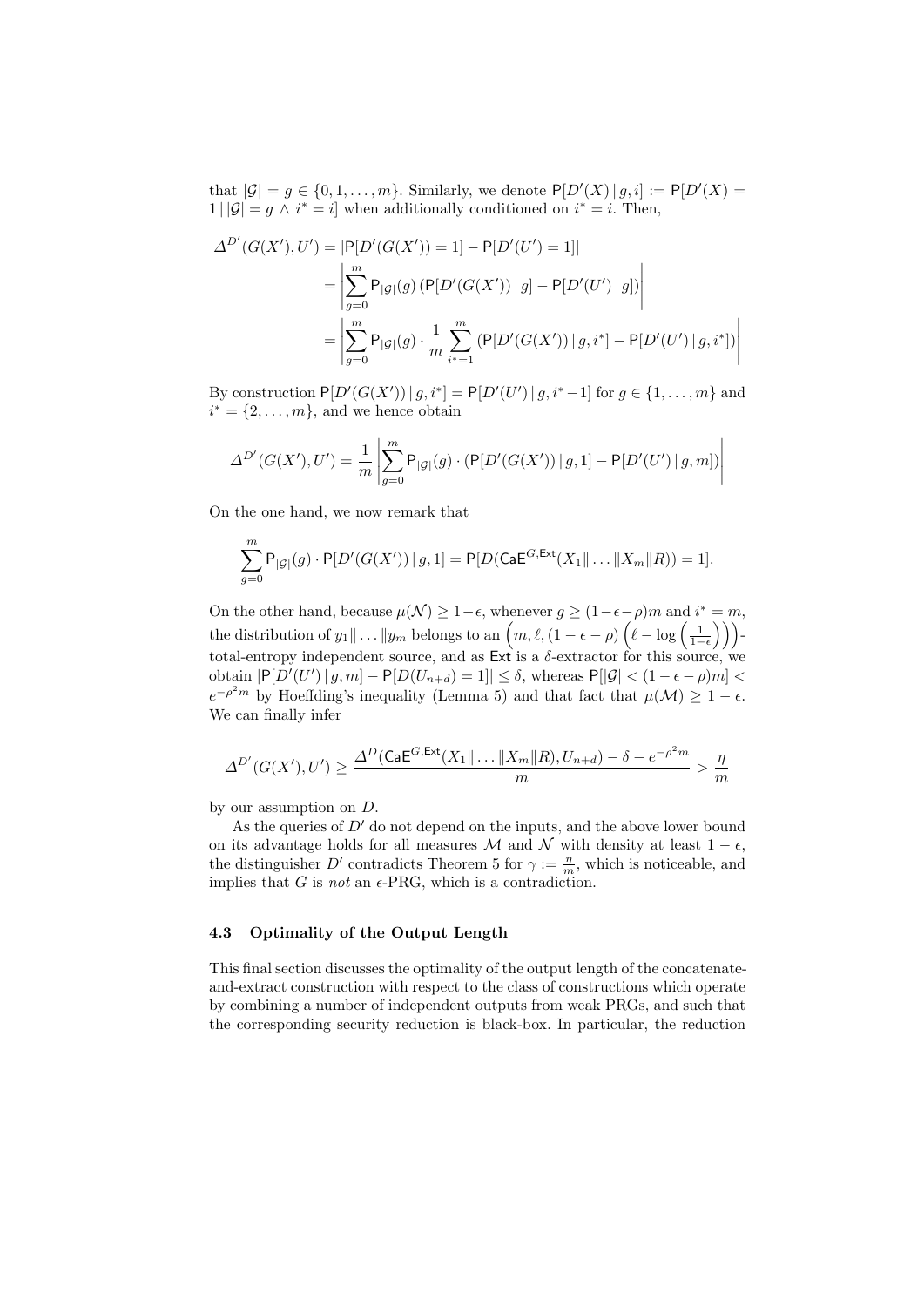that $|\mathcal{G}| = g \in \{0, 1, \ldots, m\}$. Similarly, we denote $\mathsf{P}[D'(X) \,|\, g, i] := \mathsf{P}[D'(X) = 1 \,|\, |\mathcal{G}| = g \wedge i^* = i]$ when additionally conditioned on $i^* = i$. Then,

$$
\begin{aligned}
\Delta^{D'}(G(X'), U') &= |\mathsf{P}[D'(G(X')) = 1] - \mathsf{P}[D'(U') = 1]| \\
&= \left| \sum_{g=0}^{m} \mathsf{P}_{|\mathcal{G}|}(g) \left( \mathsf{P}[D'(G(X')) \,|\, g] - \mathsf{P}[D'(U') \,|\, g] \right) \right| \\
&= \left| \sum_{g=0}^{m} \mathsf{P}_{|\mathcal{G}|}(g) \cdot \frac{1}{m} \sum_{i^*=1}^{m} \left( \mathsf{P}[D'(G(X')) \,|\, g, i^*] - \mathsf{P}[D'(U') \,|\, g, i^*] \right) \right|
\end{aligned}
$$

By construction $\mathsf{P}[D'(G(X')) \,|\, g, i^*] = \mathsf{P}[D'(U') \,|\, g, i^* - 1]$ for $g \in \{1, \ldots, m\}$ and $i^* = \{2, \ldots, m\}$, and we hence obtain

$$
\Delta^{D'}(G(X'), U') = \frac{1}{m} \left| \sum_{g=0}^{m} \mathsf{P}_{|\mathcal{G}|}(g) \cdot \left( \mathsf{P}[D'(G(X')) \,|\, g, 1] - \mathsf{P}[D'(U') \,|\, g, m] \right) \right|
$$

On the one hand, we now remark that

$$
\sum_{g=0}^{m} \mathsf{P}_{|\mathcal{G}|}(g) \cdot \mathsf{P}[D'(G(X')) \,|\, g, 1] = \mathsf{P}[D(\mathsf{CaE}^{G, \mathsf{Ext}}(X_1 \| \ldots \| X_m \| R)) = 1].
$$

On the other hand, because $\mu(\mathcal{N}) \geq 1 - \epsilon$, whenever $g \geq (1 - \epsilon - \rho)m$ and $i^* = m$, the distribution of $y_1 \| \ldots \| y_m$ belongs to an $\left(m, \ell, (1 - \epsilon - \rho)\left(\ell - \log\left(\frac{1}{1-\epsilon}\right)\right)\right)$-total-entropy independent source, and as $\mathsf{Ext}$ is a $\delta$-extractor for this source, we obtain $|\mathsf{P}[D'(U') \,|\, g, m] - \mathsf{P}[D(U_{n+d}) = 1]| \leq \delta$, whereas $\mathsf{P}[|\mathcal{G}| < (1 - \epsilon - \rho)m] < e^{-\rho^2 m}$ by Hoeffding's inequality (Lemma 5) and that fact that $\mu(\mathcal{M}) \geq 1 - \epsilon$. We can finally infer

$$
\Delta^{D'}(G(X'), U') \geq \frac{\Delta^{D}(\mathsf{CaE}^{G, \mathsf{Ext}}(X_1 \| \ldots \| X_m \| R), U_{n+d}) - \delta - e^{-\rho^2 m}}{m} > \frac{\eta}{m}
$$

by our assumption on $D$.

As the queries of $D'$ do not depend on the inputs, and the above lower bound on its advantage holds for all measures $\mathcal{M}$ and $\mathcal{N}$ with density at least $1 - \epsilon$, the distinguisher $D'$ contradicts Theorem 5 for $\gamma := \frac{\eta}{m}$, which is noticeable, and implies that $G$ is *not* an $\epsilon$-PRG, which is a contradiction.

### 4.3 Optimality of the Output Length

This final section discusses the optimality of the output length of the concatenate-and-extract construction with respect to the class of constructions which operate by combining a number of independent outputs from weak PRGs, and such that the corresponding security reduction is black-box. In particular, the reduction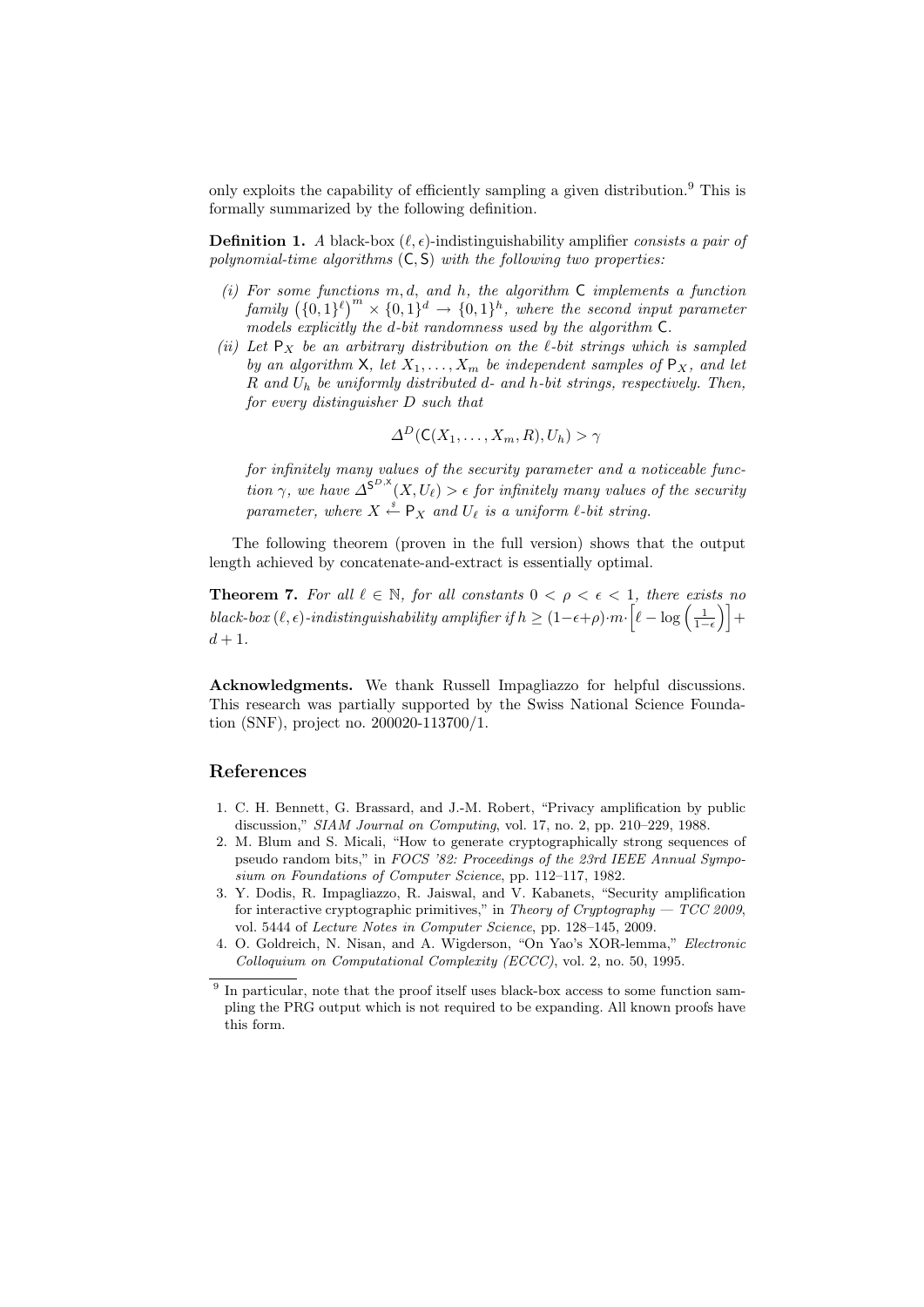only exploits the capability of efficiently sampling a given distribution.[9] This is formally summarized by the following definition.

**Definition 1.** *A* black-box $(\ell, \epsilon)$-indistinguishability amplifier *consists a pair of polynomial-time algorithms* $(\mathsf{C}, \mathsf{S})$ *with the following two properties:*

*(i) For some functions $m, d$, and $h$, the algorithm $\mathsf{C}$ implements a function family $\left(\{0,1\}^{\ell}\right)^{m} \times \{0,1\}^{d} \to \{0,1\}^{h}$, where the second input parameter models explicitly the $d$-bit randomness used by the algorithm $\mathsf{C}$.*

*(ii) Let $\mathsf{P}_X$ be an arbitrary distribution on the $\ell$-bit strings which is sampled by an algorithm $\mathsf{X}$, let $X_1, \ldots, X_m$ be independent samples of $\mathsf{P}_X$, and let $R$ and $U_h$ be uniformly distributed $d$- and $h$-bit strings, respectively. Then, for every distinguisher $D$ such that*

$$\Delta^{D}(\mathsf{C}(X_1, \ldots, X_m, R), U_h) > \gamma$$

*for infinitely many values of the security parameter and a noticeable function $\gamma$, we have $\Delta^{\mathsf{S}^{D,\mathsf{X}}}(X, U_\ell) > \epsilon$ for infinitely many values of the security parameter, where $X \xleftarrow{\$} \mathsf{P}_X$ and $U_\ell$ is a uniform $\ell$-bit string.*

The following theorem (proven in the full version) shows that the output length achieved by concatenate-and-extract is essentially optimal.

**Theorem 7.** *For all $\ell \in \mathbb{N}$, for all constants $0 < \rho < \epsilon < 1$, there exists no black-box $(\ell, \epsilon)$-indistinguishability amplifier if $h \geq (1-\epsilon+\rho) \cdot m \cdot \left[\ell - \log\left(\frac{1}{1-\epsilon}\right)\right] + d + 1$.*

**Acknowledgments.** We thank Russell Impagliazzo for helpful discussions. This research was partially supported by the Swiss National Science Foundation (SNF), project no. 200020-113700/1.

## References

1. C. H. Bennett, G. Brassard, and J.-M. Robert, "Privacy amplification by public discussion," *SIAM Journal on Computing*, vol. 17, no. 2, pp. 210–229, 1988.
2. M. Blum and S. Micali, "How to generate cryptographically strong sequences of pseudo random bits," in *FOCS '82: Proceedings of the 23rd IEEE Annual Symposium on Foundations of Computer Science*, pp. 112–117, 1982.
3. Y. Dodis, R. Impagliazzo, R. Jaiswal, and V. Kabanets, "Security amplification for interactive cryptographic primitives," in *Theory of Cryptography — TCC 2009*, vol. 5444 of *Lecture Notes in Computer Science*, pp. 128–145, 2009.
4. O. Goldreich, N. Nisan, and A. Wigderson, "On Yao's XOR-lemma," *Electronic Colloquium on Computational Complexity (ECCC)*, vol. 2, no. 50, 1995.

[9] In particular, note that the proof itself uses black-box access to some function sampling the PRG output which is not required to be expanding. All known proofs have this form.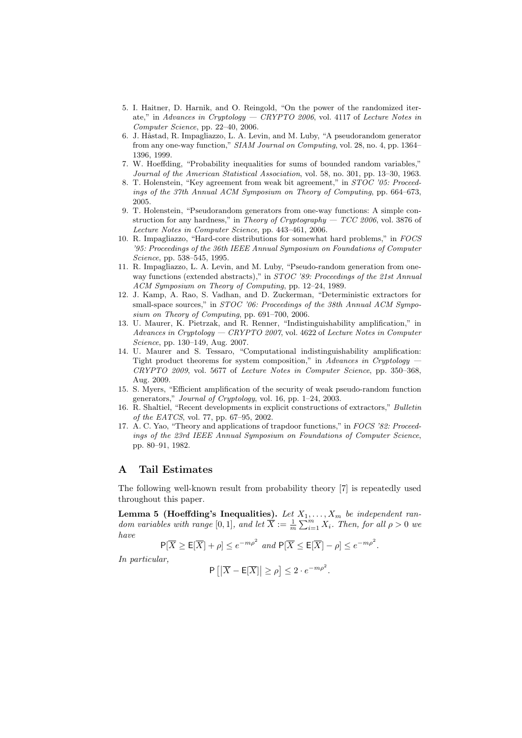5. I. Haitner, D. Harnik, and O. Reingold, "On the power of the randomized iterate," in *Advances in Cryptology — CRYPTO 2006*, vol. 4117 of *Lecture Notes in Computer Science*, pp. 22–40, 2006.
6. J. Håstad, R. Impagliazzo, L. A. Levin, and M. Luby, "A pseudorandom generator from any one-way function," *SIAM Journal on Computing*, vol. 28, no. 4, pp. 1364–1396, 1999.
7. W. Hoeffding, "Probability inequalities for sums of bounded random variables," *Journal of the American Statistical Association*, vol. 58, no. 301, pp. 13–30, 1963.
8. T. Holenstein, "Key agreement from weak bit agreement," in *STOC '05: Proceedings of the 37th Annual ACM Symposium on Theory of Computing*, pp. 664–673, 2005.
9. T. Holenstein, "Pseudorandom generators from one-way functions: A simple construction for any hardness," in *Theory of Cryptography — TCC 2006*, vol. 3876 of *Lecture Notes in Computer Science*, pp. 443–461, 2006.
10. R. Impagliazzo, "Hard-core distributions for somewhat hard problems," in *FOCS '95: Proceedings of the 36th IEEE Annual Symposium on Foundations of Computer Science*, pp. 538–545, 1995.
11. R. Impagliazzo, L. A. Levin, and M. Luby, "Pseudo-random generation from one-way functions (extended abstracts)," in *STOC '89: Proceedings of the 21st Annual ACM Symposium on Theory of Computing*, pp. 12–24, 1989.
12. J. Kamp, A. Rao, S. Vadhan, and D. Zuckerman, "Deterministic extractors for small-space sources," in *STOC '06: Proceedings of the 38th Annual ACM Symposium on Theory of Computing*, pp. 691–700, 2006.
13. U. Maurer, K. Pietrzak, and R. Renner, "Indistinguishability amplification," in *Advances in Cryptology — CRYPTO 2007*, vol. 4622 of *Lecture Notes in Computer Science*, pp. 130–149, Aug. 2007.
14. U. Maurer and S. Tessaro, "Computational indistinguishability amplification: Tight product theorems for system composition," in *Advances in Cryptology — CRYPTO 2009*, vol. 5677 of *Lecture Notes in Computer Science*, pp. 350–368, Aug. 2009.
15. S. Myers, "Efficient amplification of the security of weak pseudo-random function generators," *Journal of Cryptology*, vol. 16, pp. 1–24, 2003.
16. R. Shaltiel, "Recent developments in explicit constructions of extractors," *Bulletin of the EATCS*, vol. 77, pp. 67–95, 2002.
17. A. C. Yao, "Theory and applications of trapdoor functions," in *FOCS '82: Proceedings of the 23rd IEEE Annual Symposium on Foundations of Computer Science*, pp. 80–91, 1982.

# A Tail Estimates

The following well-known result from probability theory [7] is repeatedly used throughout this paper.

**Lemma 5 (Hoeffding's Inequalities).** *Let $X_1, \ldots, X_m$ be independent random variables with range $[0,1]$, and let $\overline{X} := \frac{1}{m}\sum_{i=1}^{m} X_i$. Then, for all $\rho > 0$ we have*

$$\mathsf{P}[\overline{X} \geq \mathsf{E}[\overline{X}] + \rho] \leq e^{-m\rho^2} \text{ and } \mathsf{P}[\overline{X} \leq \mathsf{E}[\overline{X}] - \rho] \leq e^{-m\rho^2}.$$

*In particular,*

$$\mathsf{P}\left[\left|\overline{X} - \mathsf{E}[\overline{X}]\right| \geq \rho\right] \leq 2 \cdot e^{-m\rho^2}.$$